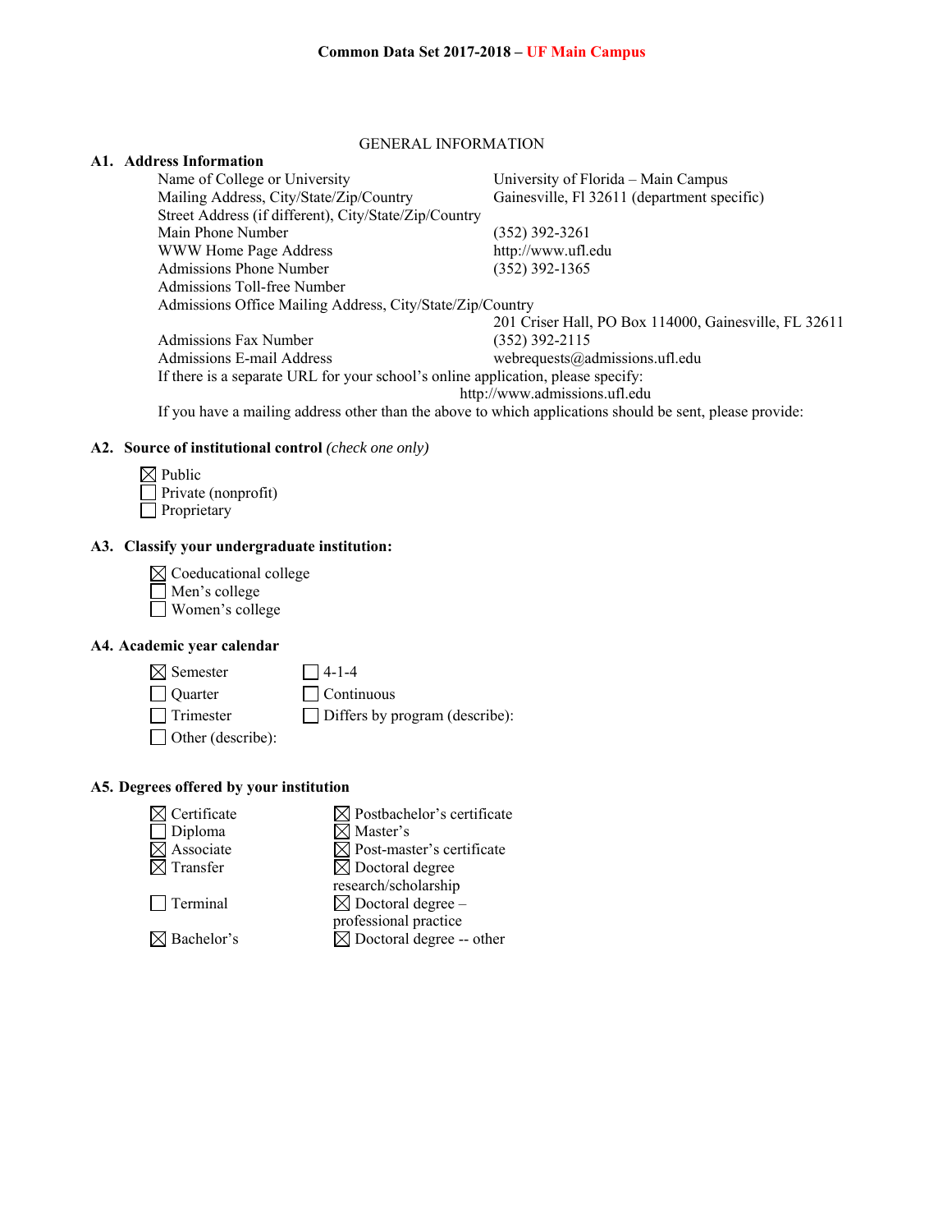**Common Data Set 2017-2018 – UF Main Campus**

GENERAL INFORMATION

**A1. Address Information**

| | |
|---|---|
| Name of College or University | University of Florida – Main Campus |
| Mailing Address, City/State/Zip/Country | Gainesville, Fl 32611 (department specific) |
| Street Address (if different), City/State/Zip/Country | |
| Main Phone Number | (352) 392-3261 |
| WWW Home Page Address | http://www.ufl.edu |
| Admissions Phone Number | (352) 392-1365 |
| Admissions Toll-free Number | |
| Admissions Office Mailing Address, City/State/Zip/Country | 201 Criser Hall, PO Box 114000, Gainesville, FL 32611 |
| Admissions Fax Number | (352) 392-2115 |
| Admissions E-mail Address | webrequests@admissions.ufl.edu |

If there is a separate URL for your school's online application, please specify:
http://www.admissions.ufl.edu

If you have a mailing address other than the above to which applications should be sent, please provide:

**A2. Source of institutional control** *(check one only)*

- ☒ Public
- ☐ Private (nonprofit)
- ☐ Proprietary

**A3. Classify your undergraduate institution:**

- ☒ Coeducational college
- ☐ Men's college
- ☐ Women's college

**A4. Academic year calendar**

- ☒ Semester
- ☐ Quarter
- ☐ Trimester
- ☐ Other (describe):
- ☐ 4-1-4
- ☐ Continuous
- ☐ Differs by program (describe):

**A5. Degrees offered by your institution**

- ☒ Certificate
- ☐ Diploma
- ☒ Associate
- ☒ Transfer
- ☐ Terminal
- ☒ Bachelor's
- ☒ Postbachelor's certificate
- ☒ Master's
- ☒ Post-master's certificate
- ☒ Doctoral degree research/scholarship
- ☒ Doctoral degree – professional practice
- ☒ Doctoral degree -- other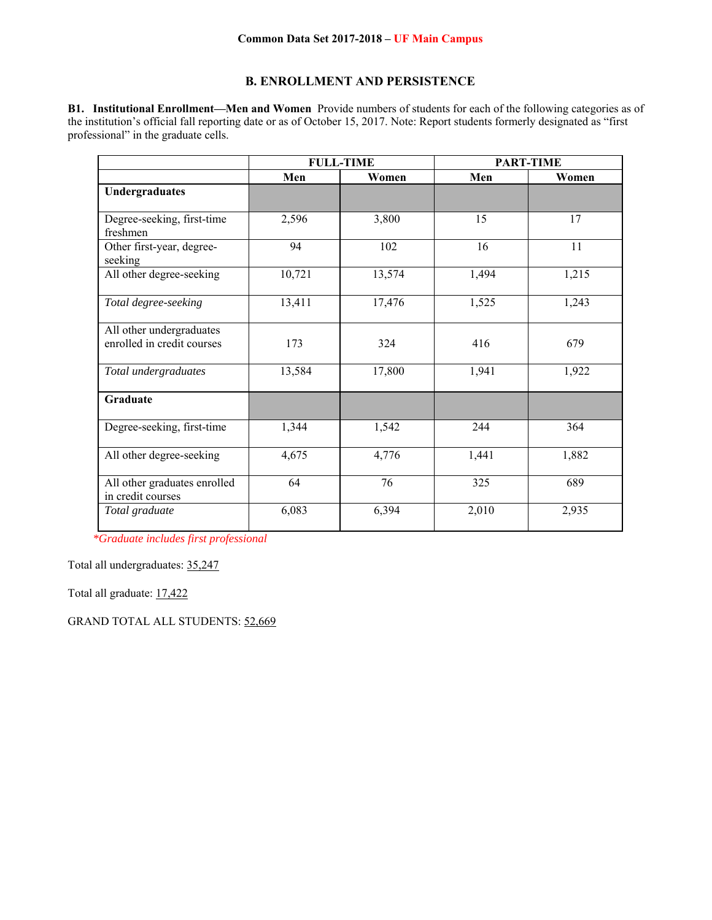**Common Data Set 2017-2018 – UF Main Campus**

## B. ENROLLMENT AND PERSISTENCE

**B1. Institutional Enrollment—Men and Women** Provide numbers of students for each of the following categories as of the institution's official fall reporting date or as of October 15, 2017. Note: Report students formerly designated as "first professional" in the graduate cells.

| | FULL-TIME | | PART-TIME | |
|---|---|---|---|---|
| | **Men** | **Women** | **Men** | **Women** |
| **Undergraduates** | | | | |
| Degree-seeking, first-time freshmen | 2,596 | 3,800 | 15 | 17 |
| Other first-year, degree-seeking | 94 | 102 | 16 | 11 |
| All other degree-seeking | 10,721 | 13,574 | 1,494 | 1,215 |
| *Total degree-seeking* | 13,411 | 17,476 | 1,525 | 1,243 |
| All other undergraduates enrolled in credit courses | 173 | 324 | 416 | 679 |
| *Total undergraduates* | 13,584 | 17,800 | 1,941 | 1,922 |
| **Graduate** | | | | |
| Degree-seeking, first-time | 1,344 | 1,542 | 244 | 364 |
| All other degree-seeking | 4,675 | 4,776 | 1,441 | 1,882 |
| All other graduates enrolled in credit courses | 64 | 76 | 325 | 689 |
| *Total graduate* | 6,083 | 6,394 | 2,010 | 2,935 |

*\*Graduate includes first professional*

Total all undergraduates: 35,247

Total all graduate: 17,422

GRAND TOTAL ALL STUDENTS: 52,669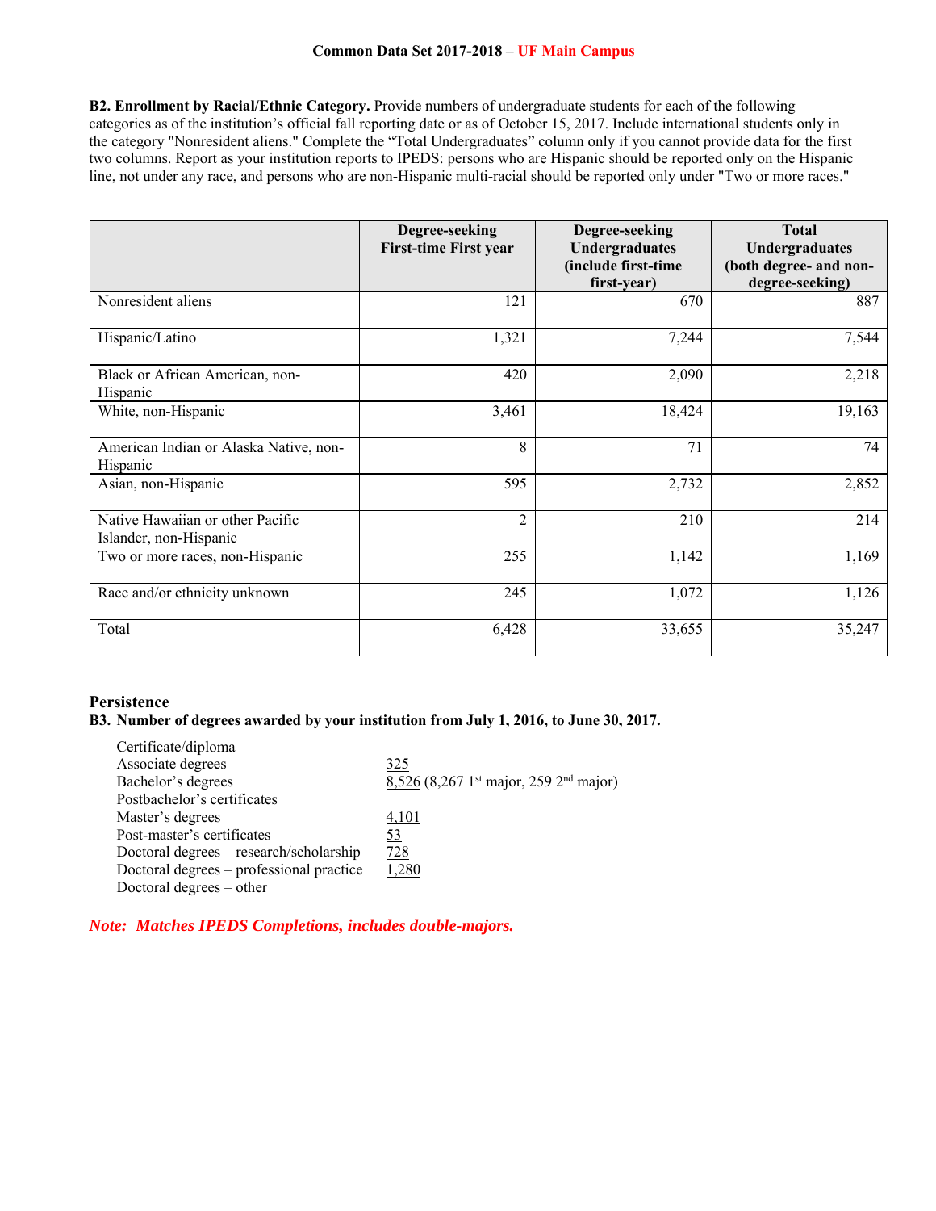**Common Data Set 2017-2018 – UF Main Campus**

**B2. Enrollment by Racial/Ethnic Category.** Provide numbers of undergraduate students for each of the following categories as of the institution's official fall reporting date or as of October 15, 2017. Include international students only in the category "Nonresident aliens." Complete the "Total Undergraduates" column only if you cannot provide data for the first two columns. Report as your institution reports to IPEDS: persons who are Hispanic should be reported only on the Hispanic line, not under any race, and persons who are non-Hispanic multi-racial should be reported only under "Two or more races."

| | Degree-seeking First-time First year | Degree-seeking Undergraduates (include first-time first-year) | Total Undergraduates (both degree- and non-degree-seeking) |
|---|---|---|---|
| Nonresident aliens | 121 | 670 | 887 |
| Hispanic/Latino | 1,321 | 7,244 | 7,544 |
| Black or African American, non-Hispanic | 420 | 2,090 | 2,218 |
| White, non-Hispanic | 3,461 | 18,424 | 19,163 |
| American Indian or Alaska Native, non-Hispanic | 8 | 71 | 74 |
| Asian, non-Hispanic | 595 | 2,732 | 2,852 |
| Native Hawaiian or other Pacific Islander, non-Hispanic | 2 | 210 | 214 |
| Two or more races, non-Hispanic | 255 | 1,142 | 1,169 |
| Race and/or ethnicity unknown | 245 | 1,072 | 1,126 |
| Total | 6,428 | 33,655 | 35,247 |

## Persistence

**B3. Number of degrees awarded by your institution from July 1, 2016, to June 30, 2017.**

| | |
|---|---|
| Certificate/diploma | |
| Associate degrees | 325 |
| Bachelor's degrees | 8,526 (8,267 1st major, 259 2nd major) |
| Postbachelor's certificates | |
| Master's degrees | 4,101 |
| Post-master's certificates | 53 |
| Doctoral degrees – research/scholarship | 728 |
| Doctoral degrees – professional practice | 1,280 |
| Doctoral degrees – other | |

***Note: Matches IPEDS Completions, includes double-majors.***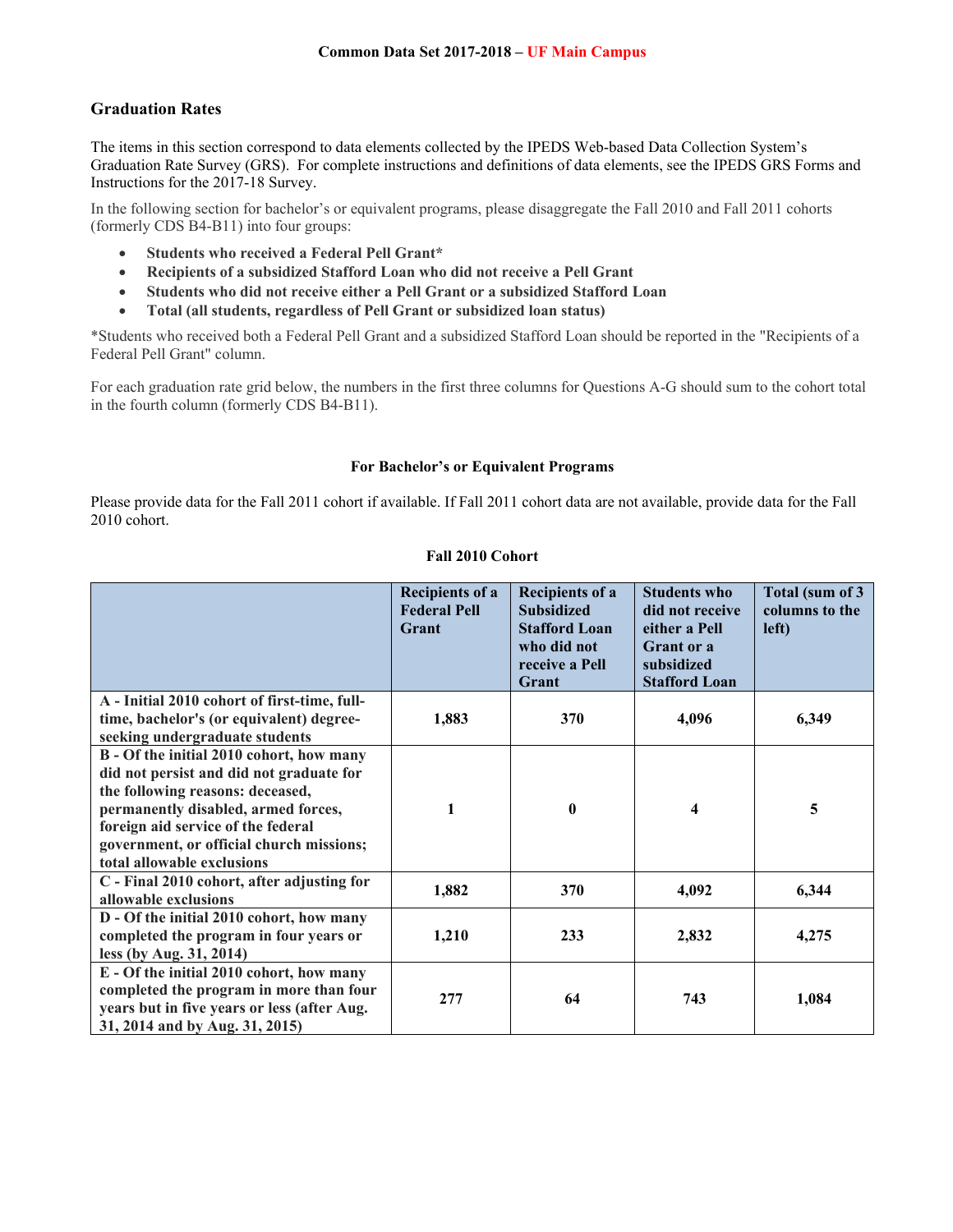**Common Data Set 2017-2018 – UF Main Campus**

## Graduation Rates

The items in this section correspond to data elements collected by the IPEDS Web-based Data Collection System's Graduation Rate Survey (GRS). For complete instructions and definitions of data elements, see the IPEDS GRS Forms and Instructions for the 2017-18 Survey.

In the following section for bachelor's or equivalent programs, please disaggregate the Fall 2010 and Fall 2011 cohorts (formerly CDS B4-B11) into four groups:

- **Students who received a Federal Pell Grant***
- **Recipients of a subsidized Stafford Loan who did not receive a Pell Grant**
- **Students who did not receive either a Pell Grant or a subsidized Stafford Loan**
- **Total (all students, regardless of Pell Grant or subsidized loan status)**

*Students who received both a Federal Pell Grant and a subsidized Stafford Loan should be reported in the "Recipients of a Federal Pell Grant" column.

For each graduation rate grid below, the numbers in the first three columns for Questions A-G should sum to the cohort total in the fourth column (formerly CDS B4-B11).

### For Bachelor's or Equivalent Programs

Please provide data for the Fall 2011 cohort if available. If Fall 2011 cohort data are not available, provide data for the Fall 2010 cohort.

**Fall 2010 Cohort**

| | Recipients of a Federal Pell Grant | Recipients of a Subsidized Stafford Loan who did not receive a Pell Grant | Students who did not receive either a Pell Grant or a subsidized Stafford Loan | Total (sum of 3 columns to the left) |
|---|---|---|---|---|
| A - Initial 2010 cohort of first-time, full-time, bachelor's (or equivalent) degree-seeking undergraduate students | 1,883 | 370 | 4,096 | 6,349 |
| B - Of the initial 2010 cohort, how many did not persist and did not graduate for the following reasons: deceased, permanently disabled, armed forces, foreign aid service of the federal government, or official church missions; total allowable exclusions | 1 | 0 | 4 | 5 |
| C - Final 2010 cohort, after adjusting for allowable exclusions | 1,882 | 370 | 4,092 | 6,344 |
| D - Of the initial 2010 cohort, how many completed the program in four years or less (by Aug. 31, 2014) | 1,210 | 233 | 2,832 | 4,275 |
| E - Of the initial 2010 cohort, how many completed the program in more than four years but in five years or less (after Aug. 31, 2014 and by Aug. 31, 2015) | 277 | 64 | 743 | 1,084 |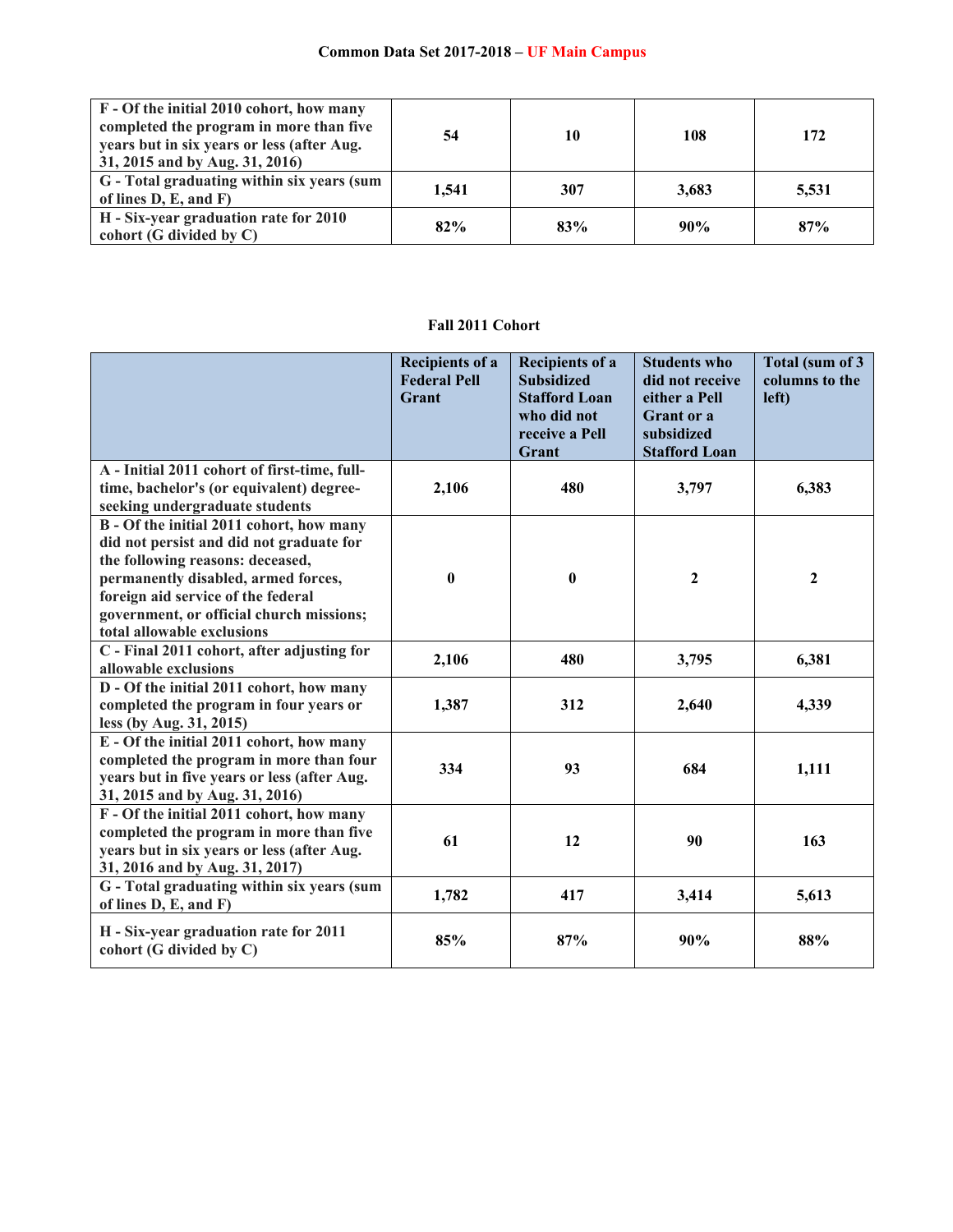| | | | | |
|---|---|---|---|---|
| F - Of the initial 2010 cohort, how many completed the program in more than five years but in six years or less (after Aug. 31, 2015 and by Aug. 31, 2016) | 54 | 10 | 108 | 172 |
| G - Total graduating within six years (sum of lines D, E, and F) | 1,541 | 307 | 3,683 | 5,531 |
| H - Six-year graduation rate for 2010 cohort (G divided by C) | 82% | 83% | 90% | 87% |

**Fall 2011 Cohort**

| | Recipients of a Federal Pell Grant | Recipients of a Subsidized Stafford Loan who did not receive a Pell Grant | Students who did not receive either a Pell Grant or a subsidized Stafford Loan | Total (sum of 3 columns to the left) |
|---|---|---|---|---|
| A - Initial 2011 cohort of first-time, full-time, bachelor's (or equivalent) degree-seeking undergraduate students | 2,106 | 480 | 3,797 | 6,383 |
| B - Of the initial 2011 cohort, how many did not persist and did not graduate for the following reasons: deceased, permanently disabled, armed forces, foreign aid service of the federal government, or official church missions; total allowable exclusions | 0 | 0 | 2 | 2 |
| C - Final 2011 cohort, after adjusting for allowable exclusions | 2,106 | 480 | 3,795 | 6,381 |
| D - Of the initial 2011 cohort, how many completed the program in four years or less (by Aug. 31, 2015) | 1,387 | 312 | 2,640 | 4,339 |
| E - Of the initial 2011 cohort, how many completed the program in more than four years but in five years or less (after Aug. 31, 2015 and by Aug. 31, 2016) | 334 | 93 | 684 | 1,111 |
| F - Of the initial 2011 cohort, how many completed the program in more than five years but in six years or less (after Aug. 31, 2016 and by Aug. 31, 2017) | 61 | 12 | 90 | 163 |
| G - Total graduating within six years (sum of lines D, E, and F) | 1,782 | 417 | 3,414 | 5,613 |
| H - Six-year graduation rate for 2011 cohort (G divided by C) | 85% | 87% | 90% | 88% |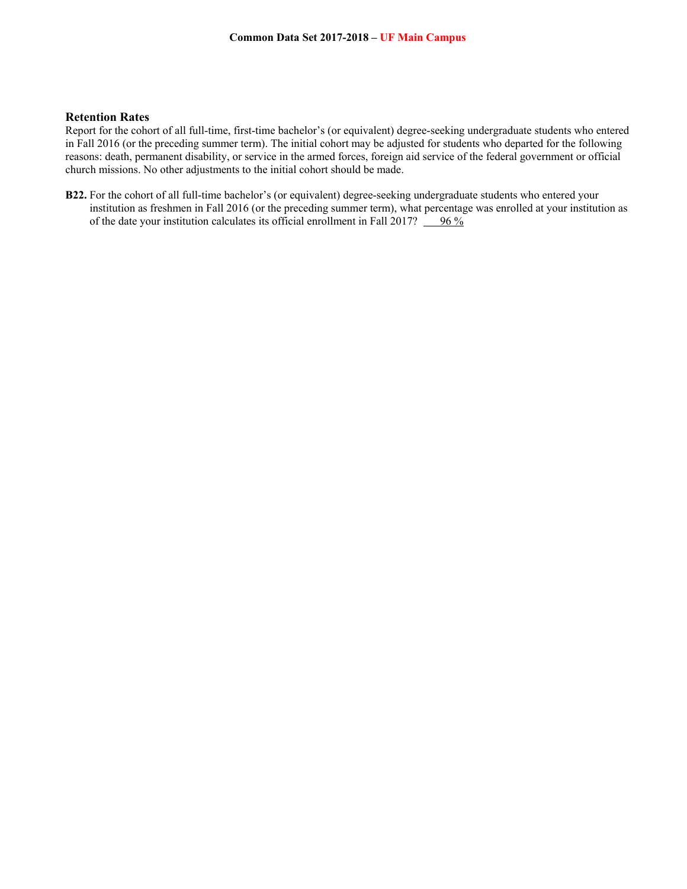### Retention Rates

Report for the cohort of all full-time, first-time bachelor's (or equivalent) degree-seeking undergraduate students who entered in Fall 2016 (or the preceding summer term). The initial cohort may be adjusted for students who departed for the following reasons: death, permanent disability, or service in the armed forces, foreign aid service of the federal government or official church missions. No other adjustments to the initial cohort should be made.

**B22.** For the cohort of all full-time bachelor's (or equivalent) degree-seeking undergraduate students who entered your institution as freshmen in Fall 2016 (or the preceding summer term), what percentage was enrolled at your institution as of the date your institution calculates its official enrollment in Fall 2017? 96 %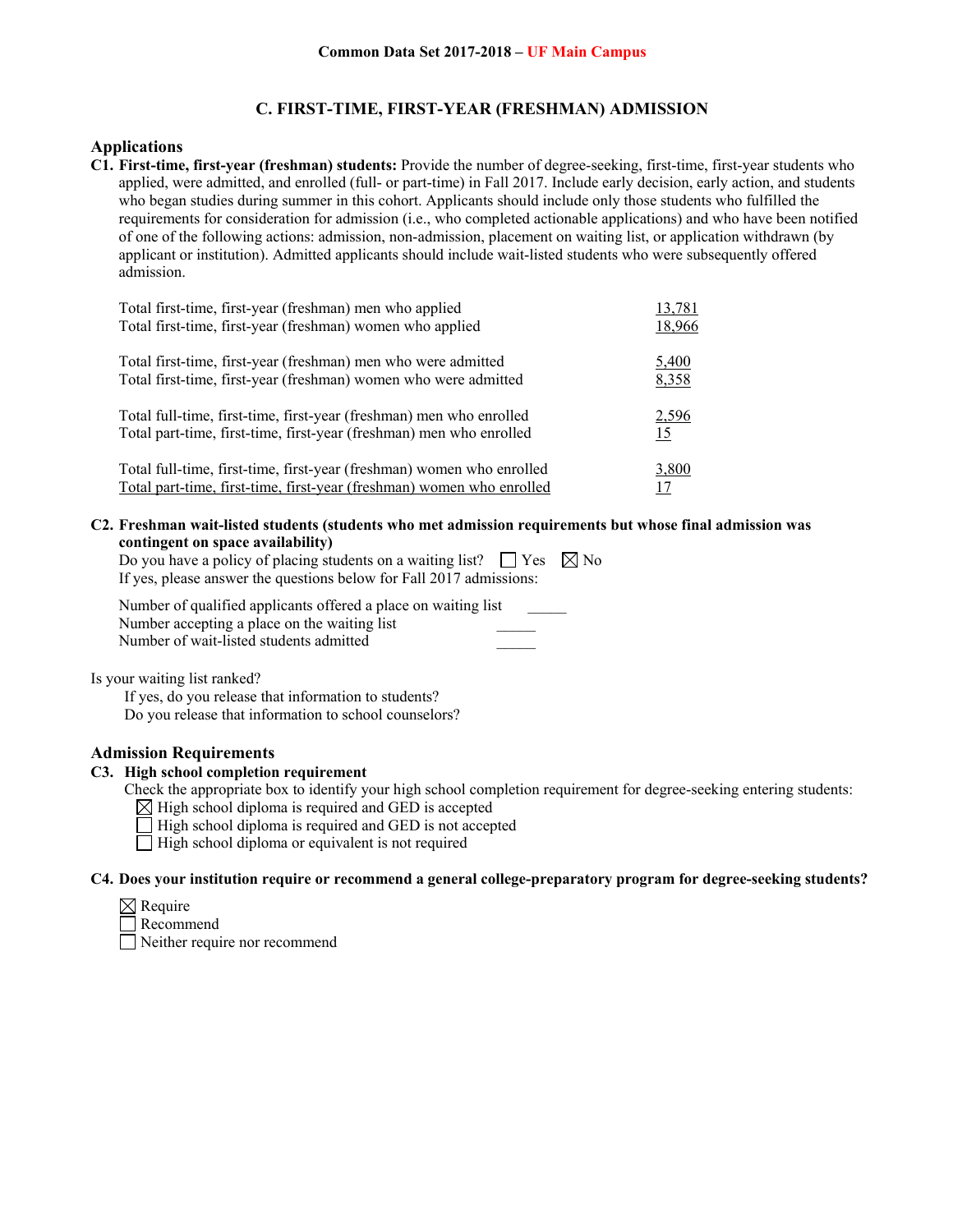## C. FIRST-TIME, FIRST-YEAR (FRESHMAN) ADMISSION

### Applications

**C1. First-time, first-year (freshman) students:** Provide the number of degree-seeking, first-time, first-year students who applied, were admitted, and enrolled (full- or part-time) in Fall 2017. Include early decision, early action, and students who began studies during summer in this cohort. Applicants should include only those students who fulfilled the requirements for consideration for admission (i.e., who completed actionable applications) and who have been notified of one of the following actions: admission, non-admission, placement on waiting list, or application withdrawn (by applicant or institution). Admitted applicants should include wait-listed students who were subsequently offered admission.

| | |
|---|---|
| Total first-time, first-year (freshman) men who applied | 13,781 |
| Total first-time, first-year (freshman) women who applied | 18,966 |
| Total first-time, first-year (freshman) men who were admitted | 5,400 |
| Total first-time, first-year (freshman) women who were admitted | 8,358 |
| Total full-time, first-time, first-year (freshman) men who enrolled | 2,596 |
| Total part-time, first-time, first-year (freshman) men who enrolled | 15 |
| Total full-time, first-time, first-year (freshman) women who enrolled | 3,800 |
| Total part-time, first-time, first-year (freshman) women who enrolled | 17 |

**C2. Freshman wait-listed students (students who met admission requirements but whose final admission was contingent on space availability)**

Do you have a policy of placing students on a waiting list? ☐ Yes ☒ No

If yes, please answer the questions below for Fall 2017 admissions:

Number of qualified applicants offered a place on waiting list _____
Number accepting a place on the waiting list _____
Number of wait-listed students admitted _____

Is your waiting list ranked?
If yes, do you release that information to students?
Do you release that information to school counselors?

### Admission Requirements

**C3. High school completion requirement**

Check the appropriate box to identify your high school completion requirement for degree-seeking entering students:

- ☒ High school diploma is required and GED is accepted
- ☐ High school diploma is required and GED is not accepted
- ☐ High school diploma or equivalent is not required

**C4. Does your institution require or recommend a general college-preparatory program for degree-seeking students?**

- ☒ Require
- ☐ Recommend
- ☐ Neither require nor recommend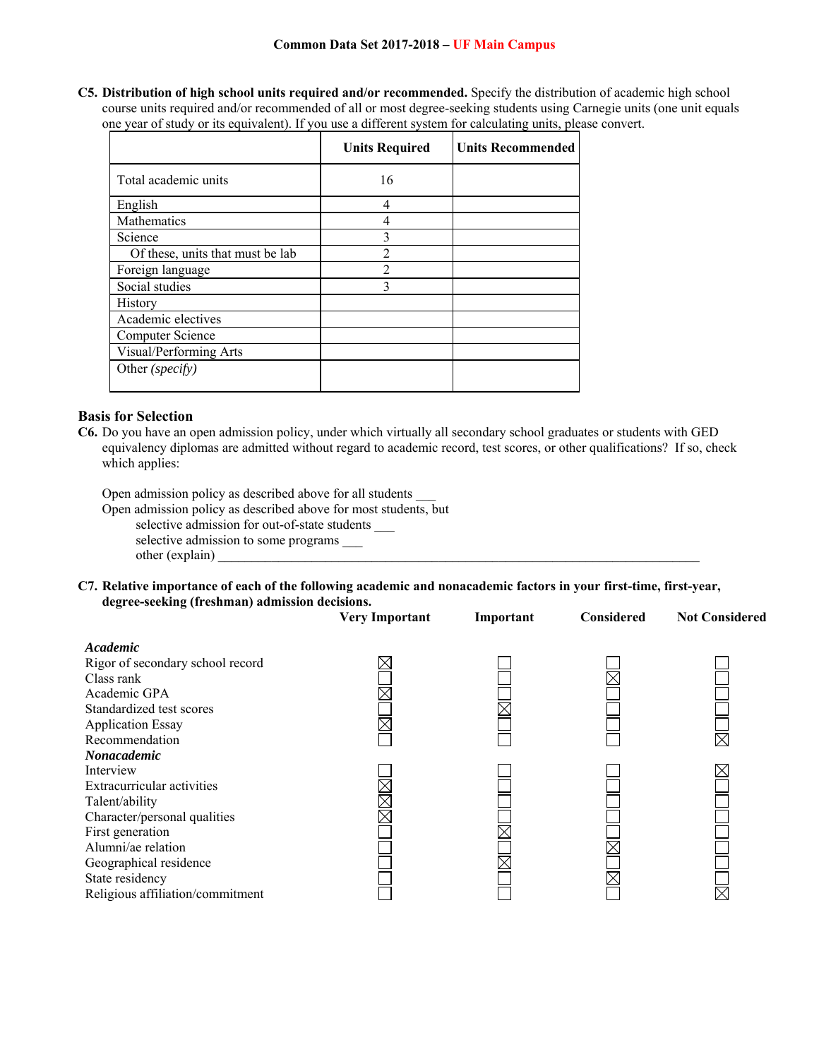**C5. Distribution of high school units required and/or recommended.** Specify the distribution of academic high school course units required and/or recommended of all or most degree-seeking students using Carnegie units (one unit equals one year of study or its equivalent). If you use a different system for calculating units, please convert.

| | Units Required | Units Recommended |
|---|---|---|
| Total academic units | 16 | |
| English | 4 | |
| Mathematics | 4 | |
| Science | 3 | |
| Of these, units that must be lab | 2 | |
| Foreign language | 2 | |
| Social studies | 3 | |
| History | | |
| Academic electives | | |
| Computer Science | | |
| Visual/Performing Arts | | |
| Other *(specify)* | | |

## Basis for Selection

**C6.** Do you have an open admission policy, under which virtually all secondary school graduates or students with GED equivalency diplomas are admitted without regard to academic record, test scores, or other qualifications? If so, check which applies:

Open admission policy as described above for all students ___
Open admission policy as described above for most students, but
selective admission for out-of-state students ___
selective admission to some programs ___
other (explain) ___

**C7. Relative importance of each of the following academic and nonacademic factors in your first-time, first-year, degree-seeking (freshman) admission decisions.**

| | Very Important | Important | Considered | Not Considered |
|---|---|---|---|---|
| ***Academic*** | | | | |
| Rigor of secondary school record | X | | | |
| Class rank | | | X | |
| Academic GPA | X | | | |
| Standardized test scores | | X | | |
| Application Essay | X | | | |
| Recommendation | | | | X |
| ***Nonacademic*** | | | | |
| Interview | | | | X |
| Extracurricular activities | X | | | |
| Talent/ability | X | | | |
| Character/personal qualities | X | | | |
| First generation | | X | | |
| Alumni/ae relation | | | X | |
| Geographical residence | | X | | |
| State residency | | | X | |
| Religious affiliation/commitment | | | | X |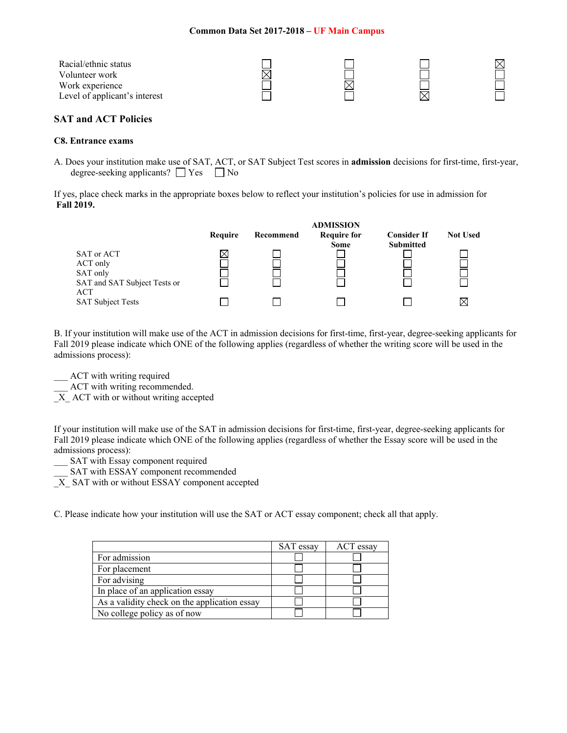| | | | | |
|---|---|---|---|---|
| Racial/ethnic status | ☐ | ☐ | ☐ | ☒ |
| Volunteer work | ☒ | ☐ | ☐ | ☐ |
| Work experience | ☐ | ☒ | ☐ | ☐ |
| Level of applicant's interest | ☐ | ☐ | ☒ | ☐ |

## SAT and ACT Policies

### C8. Entrance exams

A. Does your institution make use of SAT, ACT, or SAT Subject Test scores in **admission** decisions for first-time, first-year, degree-seeking applicants? ☐ Yes ☐ No

If yes, place check marks in the appropriate boxes below to reflect your institution's policies for use in admission for **Fall 2019.**

| | | | ADMISSION | | |
|---|---|---|---|---|---|
| | Require | Recommend | Require for Some | Consider If Submitted | Not Used |
| SAT or ACT | ☒ | ☐ | ☐ | ☐ | ☐ |
| ACT only | ☐ | ☐ | ☐ | ☐ | ☐ |
| SAT only | ☐ | ☐ | ☐ | ☐ | ☐ |
| SAT and SAT Subject Tests or ACT | ☐ | ☐ | ☐ | ☐ | ☐ |
| SAT Subject Tests | ☐ | ☐ | ☐ | ☐ | ☒ |

B. If your institution will make use of the ACT in admission decisions for first-time, first-year, degree-seeking applicants for Fall 2019 please indicate which ONE of the following applies (regardless of whether the writing score will be used in the admissions process):

___ ACT with writing required
___ ACT with writing recommended.
_X_ ACT with or without writing accepted

If your institution will make use of the SAT in admission decisions for first-time, first-year, degree-seeking applicants for Fall 2019 please indicate which ONE of the following applies (regardless of whether the Essay score will be used in the admissions process):
___ SAT with Essay component required
___ SAT with ESSAY component recommended
_X_ SAT with or without ESSAY component accepted

C. Please indicate how your institution will use the SAT or ACT essay component; check all that apply.

| | SAT essay | ACT essay |
|---|---|---|
| For admission | ☐ | ☐ |
| For placement | ☐ | ☐ |
| For advising | ☐ | ☐ |
| In place of an application essay | ☐ | ☐ |
| As a validity check on the application essay | ☐ | ☐ |
| No college policy as of now | ☐ | ☐ |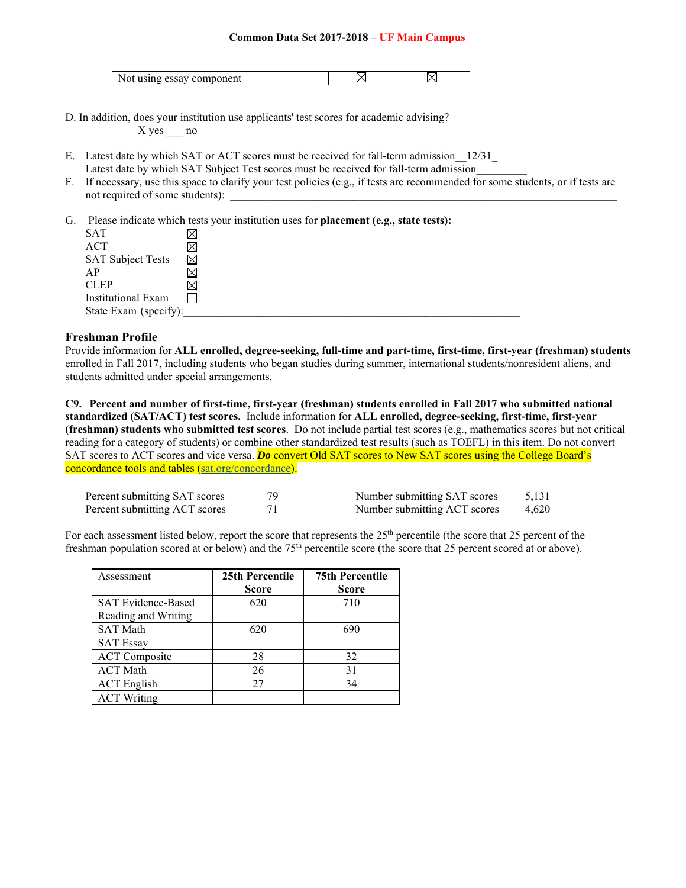| Not using essay component | ☒ | ☒ |
|---|---|---|

D. In addition, does your institution use applicants' test scores for academic advising?
X yes ___ no

E. Latest date by which SAT or ACT scores must be received for fall-term admission__12/31_
Latest date by which SAT Subject Test scores must be received for fall-term admission_________

F. If necessary, use this space to clarify your test policies (e.g., if tests are recommended for some students, or if tests are not required of some students): ___________________________________________________________________________

G. Please indicate which tests your institution uses for **placement (e.g., state tests):**

- SAT ☒
- ACT ☒
- SAT Subject Tests ☒
- AP ☒
- CLEP ☒
- Institutional Exam ☐
- State Exam (specify):_____________________________________________________________

## Freshman Profile

Provide information for **ALL enrolled, degree-seeking, full-time and part-time, first-time, first-year (freshman) students** enrolled in Fall 2017, including students who began studies during summer, international students/nonresident aliens, and students admitted under special arrangements.

**C9. Percent and number of first-time, first-year (freshman) students enrolled in Fall 2017 who submitted national standardized (SAT/ACT) test scores.** Include information for **ALL enrolled, degree-seeking, first-time, first-year (freshman) students who submitted test scores**. Do not include partial test scores (e.g., mathematics scores but not critical reading for a category of students) or combine other standardized test results (such as TOEFL) in this item. Do not convert SAT scores to ACT scores and vice versa. ***Do*** convert Old SAT scores to New SAT scores using the College Board's concordance tools and tables (sat.org/concordance).

| | | | |
|---|---|---|---|
| Percent submitting SAT scores | 79 | Number submitting SAT scores | 5,131 |
| Percent submitting ACT scores | 71 | Number submitting ACT scores | 4,620 |

For each assessment listed below, report the score that represents the 25th percentile (the score that 25 percent of the freshman population scored at or below) and the 75th percentile score (the score that 25 percent scored at or above).

| Assessment | 25th Percentile Score | 75th Percentile Score |
|---|---|---|
| SAT Evidence-Based Reading and Writing | 620 | 710 |
| SAT Math | 620 | 690 |
| SAT Essay | | |
| ACT Composite | 28 | 32 |
| ACT Math | 26 | 31 |
| ACT English | 27 | 34 |
| ACT Writing | | |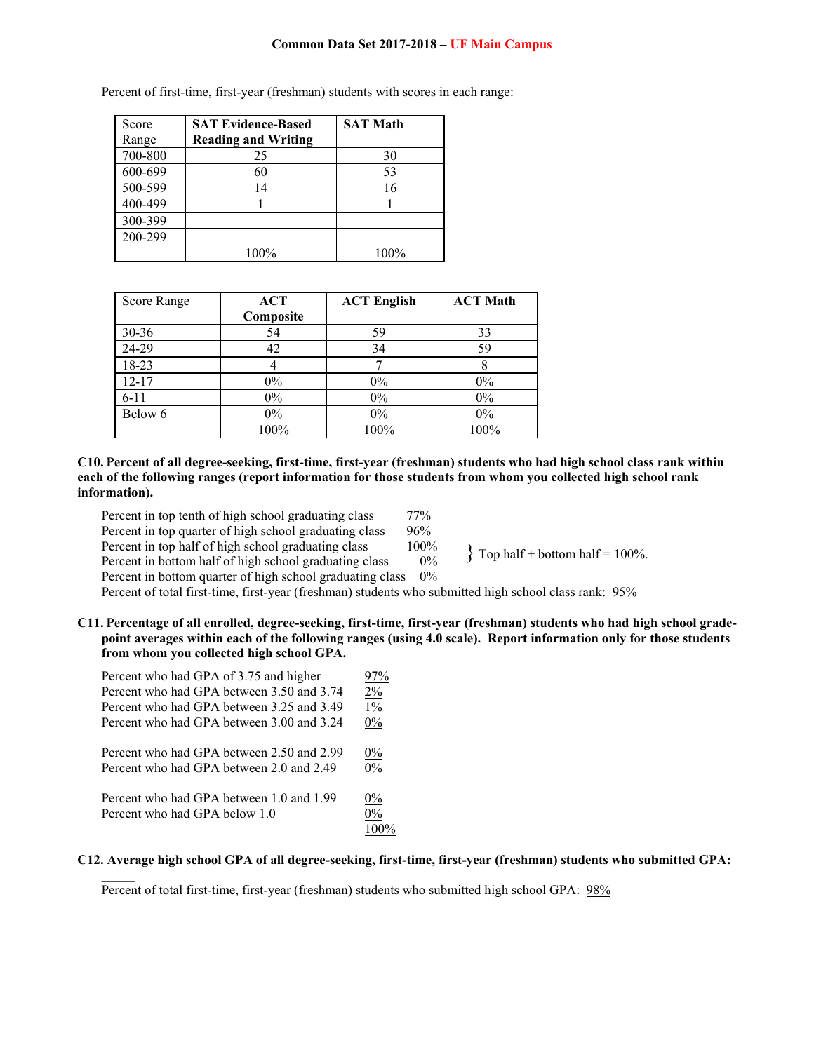Percent of first-time, first-year (freshman) students with scores in each range:

| Score Range | SAT Evidence-Based Reading and Writing | SAT Math |
|---|---|---|
| 700-800 | 25 | 30 |
| 600-699 | 60 | 53 |
| 500-599 | 14 | 16 |
| 400-499 | 1 | 1 |
| 300-399 | | |
| 200-299 | | |
| | 100% | 100% |

| Score Range | ACT Composite | ACT English | ACT Math |
|---|---|---|---|
| 30-36 | 54 | 59 | 33 |
| 24-29 | 42 | 34 | 59 |
| 18-23 | 4 | 7 | 8 |
| 12-17 | 0% | 0% | 0% |
| 6-11 | 0% | 0% | 0% |
| Below 6 | 0% | 0% | 0% |
| | 100% | 100% | 100% |

**C10. Percent of all degree-seeking, first-time, first-year (freshman) students who had high school class rank within each of the following ranges (report information for those students from whom you collected high school rank information).**

| | |
|---|---|
| Percent in top tenth of high school graduating class | 77% |
| Percent in top quarter of high school graduating class | 96% |
| Percent in top half of high school graduating class | 100% |
| Percent in bottom half of high school graduating class | 0% |
| Percent in bottom quarter of high school graduating class | 0% |

} Top half + bottom half = 100%.

Percent of total first-time, first-year (freshman) students who submitted high school class rank: 95%

**C11. Percentage of all enrolled, degree-seeking, first-time, first-year (freshman) students who had high school grade-point averages within each of the following ranges (using 4.0 scale). Report information only for those students from whom you collected high school GPA.**

| | |
|---|---|
| Percent who had GPA of 3.75 and higher | 97% |
| Percent who had GPA between 3.50 and 3.74 | 2% |
| Percent who had GPA between 3.25 and 3.49 | 1% |
| Percent who had GPA between 3.00 and 3.24 | 0% |
| Percent who had GPA between 2.50 and 2.99 | 0% |
| Percent who had GPA between 2.0 and 2.49 | 0% |
| Percent who had GPA between 1.0 and 1.99 | 0% |
| Percent who had GPA below 1.0 | 0% |
| | 100% |

**C12. Average high school GPA of all degree-seeking, first-time, first-year (freshman) students who submitted GPA:**

_____

Percent of total first-time, first-year (freshman) students who submitted high school GPA: 98%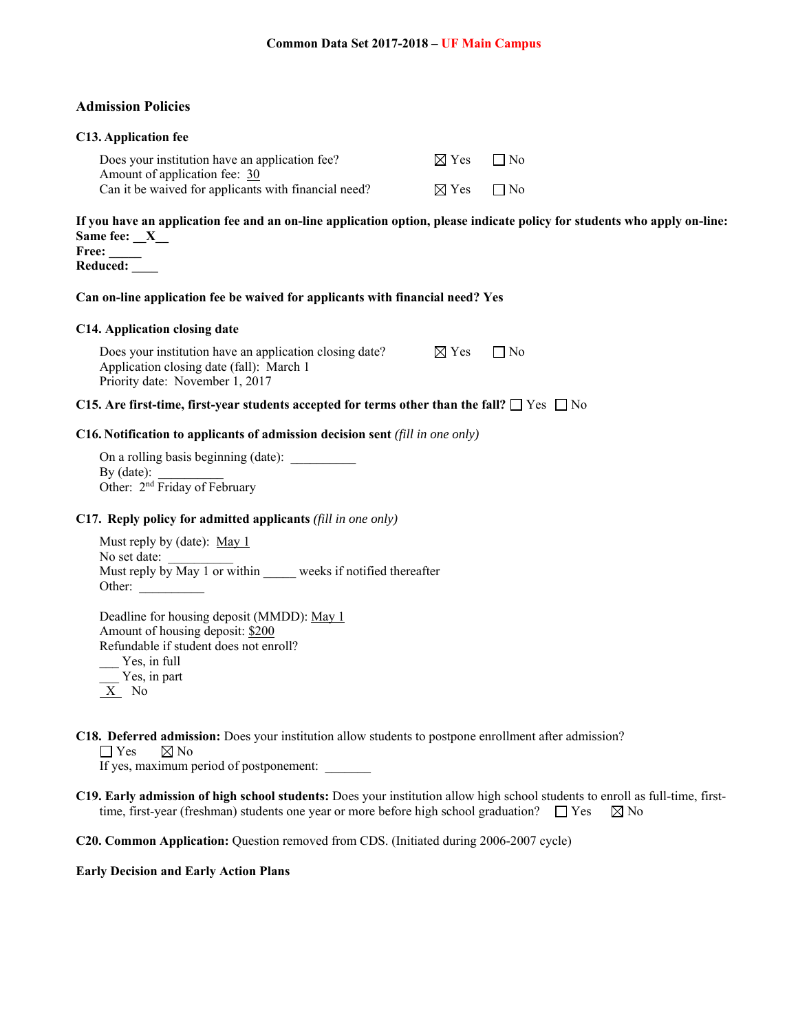**Common Data Set 2017-2018 – UF Main Campus**

## Admission Policies

### C13. Application fee

Does your institution have an application fee? ☒ Yes ☐ No
Amount of application fee: 30
Can it be waived for applicants with financial need? ☒ Yes ☐ No

**If you have an application fee and an on-line application option, please indicate policy for students who apply on-line:**
**Same fee: __X__**
**Free: _____**
**Reduced: ____**

**Can on-line application fee be waived for applicants with financial need? Yes**

### C14. Application closing date

Does your institution have an application closing date? ☒ Yes ☐ No
Application closing date (fall): March 1
Priority date: November 1, 2017

**C15. Are first-time, first-year students accepted for terms other than the fall?** ☐ Yes ☐ No

### C16. Notification to applicants of admission decision sent *(fill in one only)*

On a rolling basis beginning (date): __________
By (date): __________
Other: 2nd Friday of February

### C17. Reply policy for admitted applicants *(fill in one only)*

Must reply by (date): May 1
No set date: __________
Must reply by May 1 or within _____ weeks if notified thereafter
Other: __________

Deadline for housing deposit (MMDD): May 1
Amount of housing deposit: $200
Refundable if student does not enroll?
___ Yes, in full
___ Yes, in part
_X_ No

**C18. Deferred admission:** Does your institution allow students to postpone enrollment after admission?
☐ Yes ☒ No
If yes, maximum period of postponement: _______

**C19. Early admission of high school students:** Does your institution allow high school students to enroll as full-time, first-time, first-year (freshman) students one year or more before high school graduation? ☐ Yes ☒ No

**C20. Common Application:** Question removed from CDS. (Initiated during 2006-2007 cycle)

**Early Decision and Early Action Plans**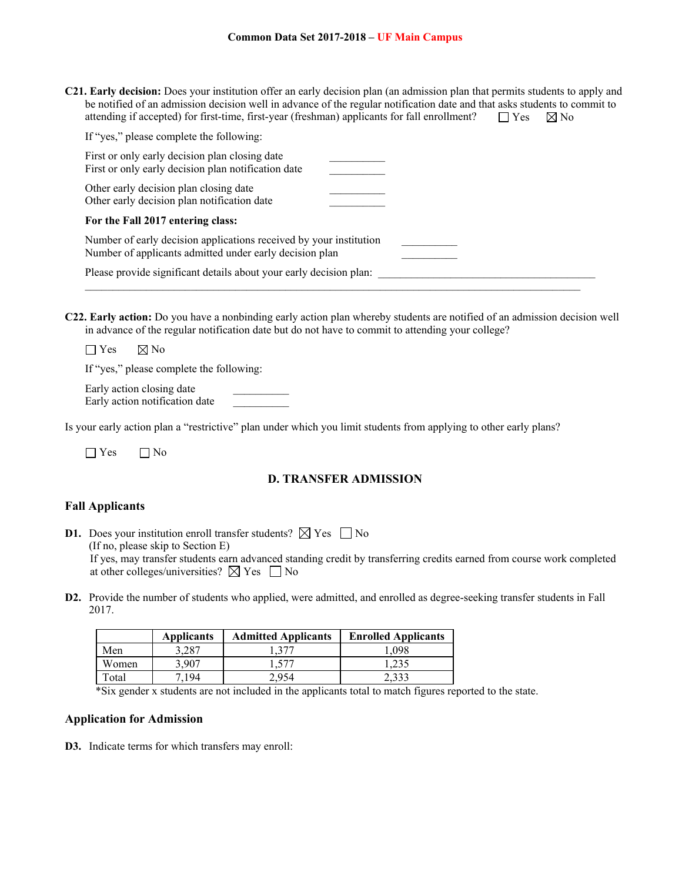**C21. Early decision:** Does your institution offer an early decision plan (an admission plan that permits students to apply and be notified of an admission decision well in advance of the regular notification date and that asks students to commit to attending if accepted) for first-time, first-year (freshman) applicants for fall enrollment? ☐ Yes ☒ No

If "yes," please complete the following:

First or only early decision plan closing date __________
First or only early decision plan notification date __________

Other early decision plan closing date __________
Other early decision plan notification date __________

**For the Fall 2017 entering class:**

Number of early decision applications received by your institution __________
Number of applicants admitted under early decision plan __________

Please provide significant details about your early decision plan: ________________________________________
________________________________________________________________________________________

**C22. Early action:** Do you have a nonbinding early action plan whereby students are notified of an admission decision well in advance of the regular notification date but do not have to commit to attending your college?

☐ Yes ☒ No

If "yes," please complete the following:

Early action closing date __________
Early action notification date __________

Is your early action plan a "restrictive" plan under which you limit students from applying to other early plans?

☐ Yes ☐ No

## D. TRANSFER ADMISSION

### Fall Applicants

**D1.** Does your institution enroll transfer students? ☒ Yes ☐ No
(If no, please skip to Section E)
If yes, may transfer students earn advanced standing credit by transferring credits earned from course work completed at other colleges/universities? ☒ Yes ☐ No

**D2.** Provide the number of students who applied, were admitted, and enrolled as degree-seeking transfer students in Fall 2017.

| | Applicants | Admitted Applicants | Enrolled Applicants |
|---|---|---|---|
| Men | 3,287 | 1,377 | 1,098 |
| Women | 3,907 | 1,577 | 1,235 |
| Total | 7,194 | 2,954 | 2,333 |

*Six gender x students are not included in the applicants total to match figures reported to the state.

### Application for Admission

**D3.** Indicate terms for which transfers may enroll: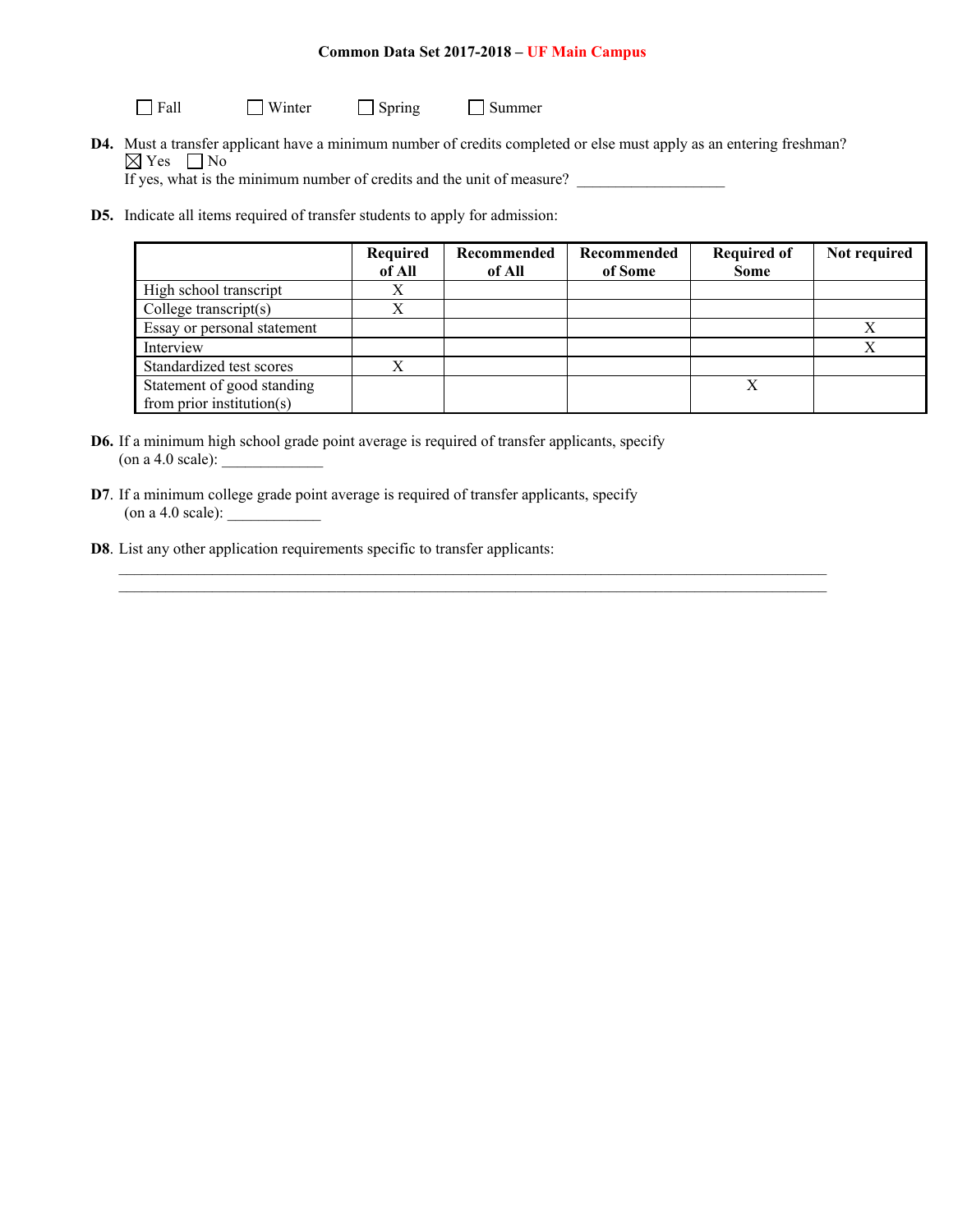**Common Data Set 2017-2018 – UF Main Campus**

☐ Fall ☐ Winter ☐ Spring ☐ Summer

**D4.** Must a transfer applicant have a minimum number of credits completed or else must apply as an entering freshman?
☒ Yes ☐ No
If yes, what is the minimum number of credits and the unit of measure? ___________________

**D5.** Indicate all items required of transfer students to apply for admission:

| | Required of All | Recommended of All | Recommended of Some | Required of Some | Not required |
|---|---|---|---|---|---|
| High school transcript | X | | | | |
| College transcript(s) | X | | | | |
| Essay or personal statement | | | | | X |
| Interview | | | | | X |
| Standardized test scores | X | | | | |
| Statement of good standing from prior institution(s) | | | | X | |

**D6.** If a minimum high school grade point average is required of transfer applicants, specify (on a 4.0 scale): _____________

**D7**. If a minimum college grade point average is required of transfer applicants, specify (on a 4.0 scale): ____________

**D8**. List any other application requirements specific to transfer applicants:
___________________________________________________________________________
___________________________________________________________________________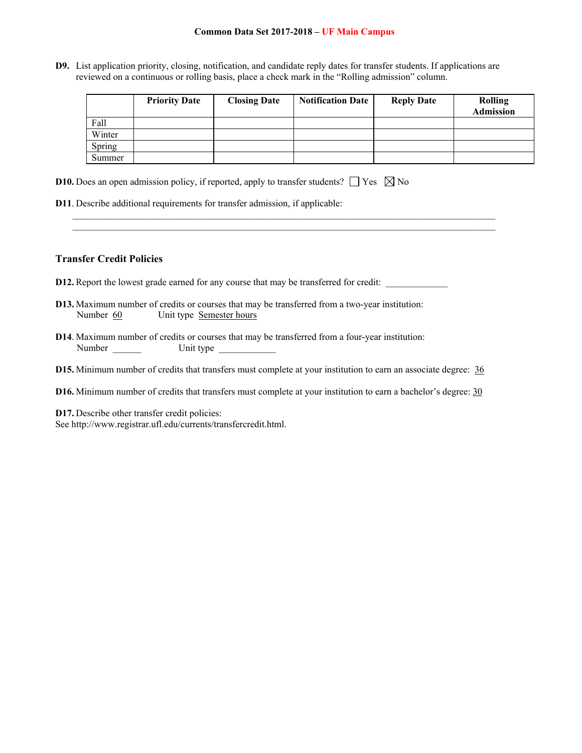**D9.** List application priority, closing, notification, and candidate reply dates for transfer students. If applications are reviewed on a continuous or rolling basis, place a check mark in the "Rolling admission" column.

| | Priority Date | Closing Date | Notification Date | Reply Date | Rolling Admission |
|---|---|---|---|---|---|
| Fall | | | | | |
| Winter | | | | | |
| Spring | | | | | |
| Summer | | | | | |

**D10.** Does an open admission policy, if reported, apply to transfer students? ☐ Yes ☒ No

**D11**. Describe additional requirements for transfer admission, if applicable:

________________________________________________________________________________________

________________________________________________________________________________________

## Transfer Credit Policies

**D12.** Report the lowest grade earned for any course that may be transferred for credit: ____________

**D13.** Maximum number of credits or courses that may be transferred from a two-year institution:
Number 60 Unit type Semester hours

**D14**. Maximum number of credits or courses that may be transferred from a four-year institution:
Number ______ Unit type ____________

**D15.** Minimum number of credits that transfers must complete at your institution to earn an associate degree: 36

**D16.** Minimum number of credits that transfers must complete at your institution to earn a bachelor's degree: 30

**D17.** Describe other transfer credit policies:
See http://www.registrar.ufl.edu/currents/transfercredit.html.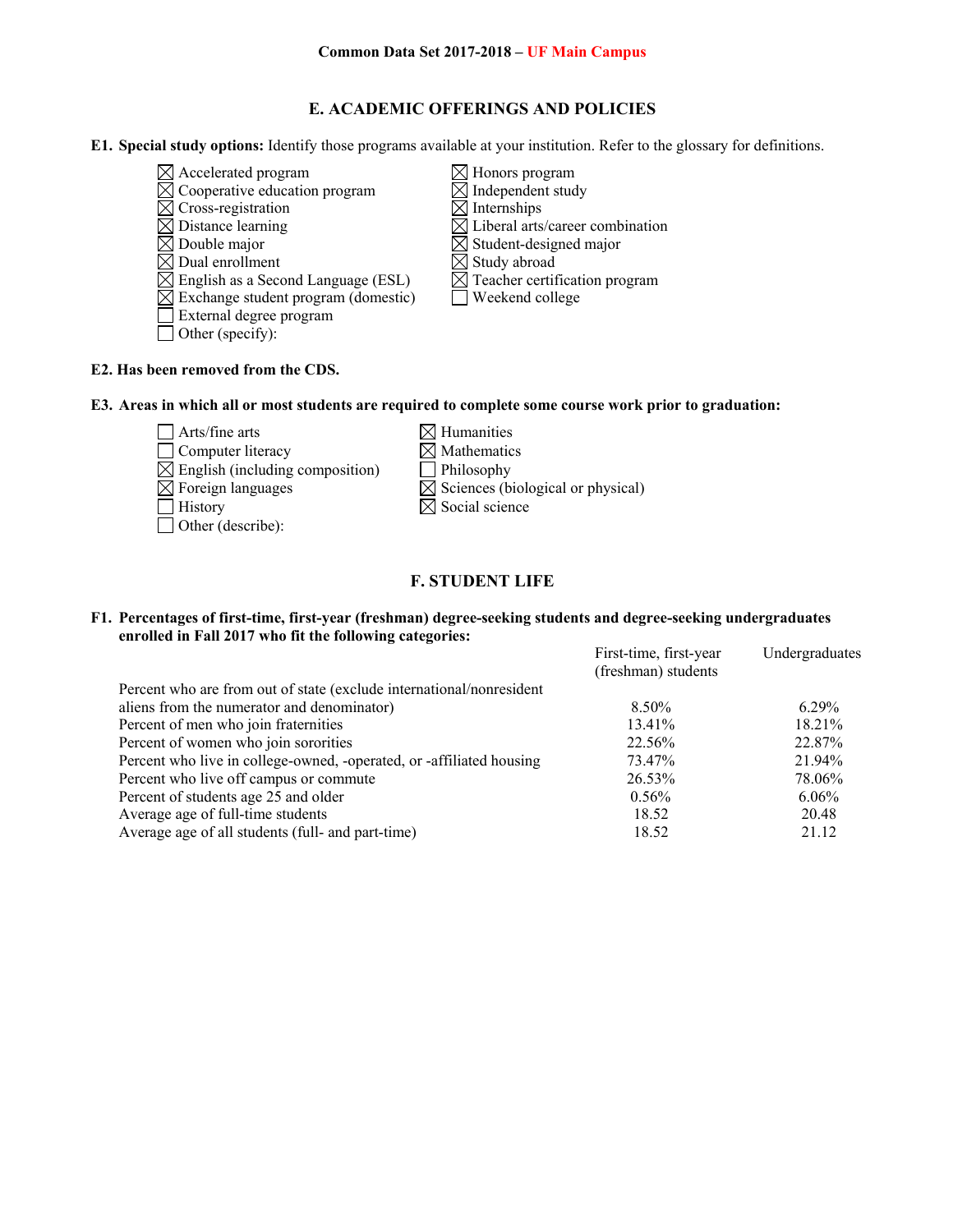**Common Data Set 2017-2018 – UF Main Campus**

## E. ACADEMIC OFFERINGS AND POLICIES

**E1. Special study options:** Identify those programs available at your institution. Refer to the glossary for definitions.

- ☒ Accelerated program
- ☒ Cooperative education program
- ☒ Cross-registration
- ☒ Distance learning
- ☒ Double major
- ☒ Dual enrollment
- ☒ English as a Second Language (ESL)
- ☒ Exchange student program (domestic)
- ☐ External degree program
- ☐ Other (specify):
- ☒ Honors program
- ☒ Independent study
- ☒ Internships
- ☒ Liberal arts/career combination
- ☒ Student-designed major
- ☒ Study abroad
- ☒ Teacher certification program
- ☐ Weekend college

**E2. Has been removed from the CDS.**

**E3. Areas in which all or most students are required to complete some course work prior to graduation:**

- ☐ Arts/fine arts
- ☐ Computer literacy
- ☒ English (including composition)
- ☒ Foreign languages
- ☐ History
- ☐ Other (describe):
- ☒ Humanities
- ☒ Mathematics
- ☐ Philosophy
- ☒ Sciences (biological or physical)
- ☒ Social science

## F. STUDENT LIFE

**F1. Percentages of first-time, first-year (freshman) degree-seeking students and degree-seeking undergraduates enrolled in Fall 2017 who fit the following categories:**

| | First-time, first-year (freshman) students | Undergraduates |
|---|---|---|
| Percent who are from out of state (exclude international/nonresident aliens from the numerator and denominator) | 8.50% | 6.29% |
| Percent of men who join fraternities | 13.41% | 18.21% |
| Percent of women who join sororities | 22.56% | 22.87% |
| Percent who live in college-owned, -operated, or -affiliated housing | 73.47% | 21.94% |
| Percent who live off campus or commute | 26.53% | 78.06% |
| Percent of students age 25 and older | 0.56% | 6.06% |
| Average age of full-time students | 18.52 | 20.48 |
| Average age of all students (full- and part-time) | 18.52 | 21.12 |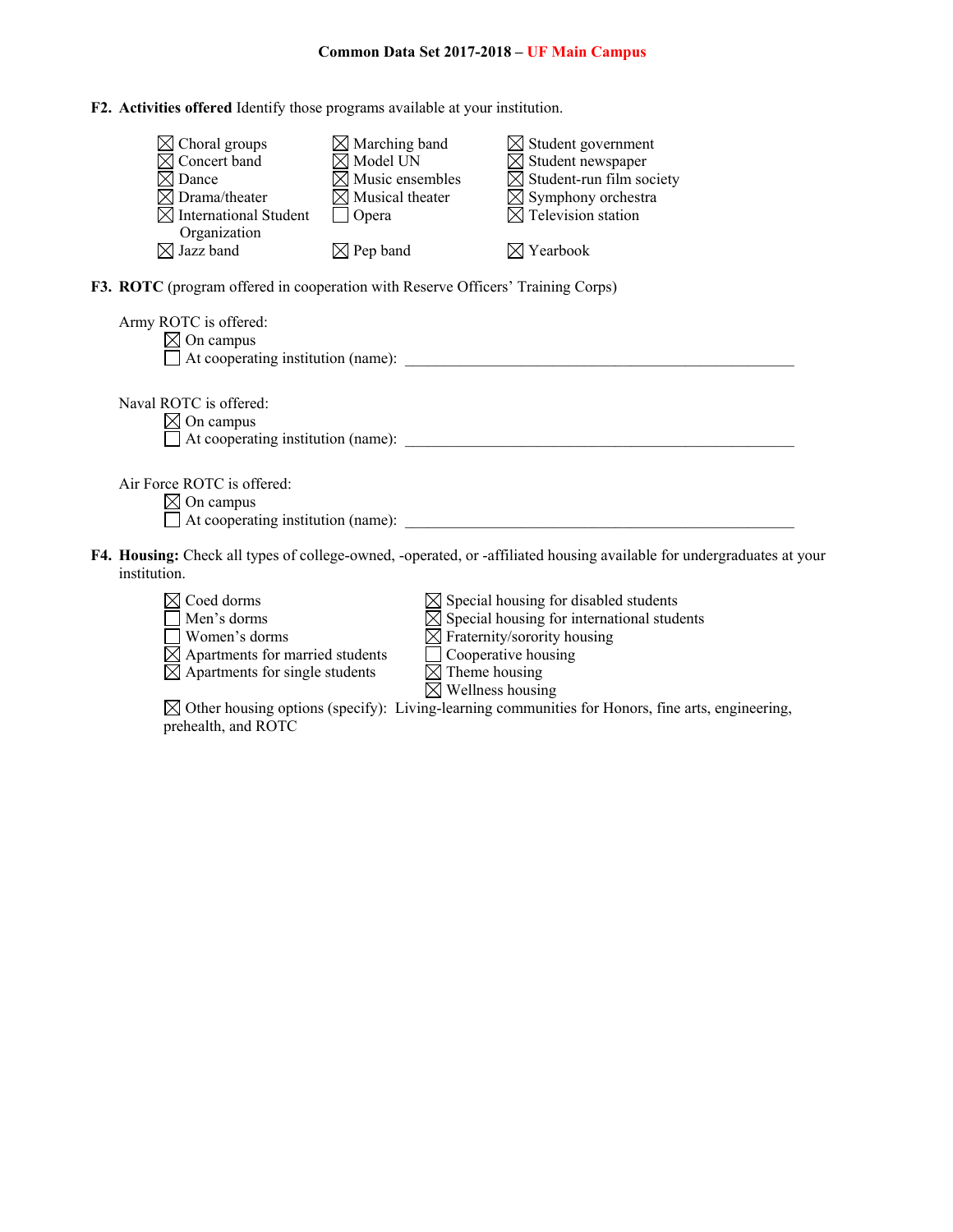**Common Data Set 2017-2018 – UF Main Campus**

**F2. Activities offered** Identify those programs available at your institution.

- ☒ Choral groups
- ☒ Concert band
- ☒ Dance
- ☒ Drama/theater
- ☒ International Student Organization
- ☒ Jazz band
- ☒ Marching band
- ☒ Model UN
- ☒ Music ensembles
- ☒ Musical theater
- ☐ Opera
- ☒ Pep band
- ☒ Student government
- ☒ Student newspaper
- ☒ Student-run film society
- ☒ Symphony orchestra
- ☒ Television station
- ☒ Yearbook

**F3. ROTC** (program offered in cooperation with Reserve Officers' Training Corps)

Army ROTC is offered:
- ☒ On campus
- ☐ At cooperating institution (name): ____________________

Naval ROTC is offered:
- ☒ On campus
- ☐ At cooperating institution (name): ____________________

Air Force ROTC is offered:
- ☒ On campus
- ☐ At cooperating institution (name): ____________________

**F4. Housing:** Check all types of college-owned, -operated, or -affiliated housing available for undergraduates at your institution.

- ☒ Coed dorms
- ☐ Men's dorms
- ☐ Women's dorms
- ☒ Apartments for married students
- ☒ Apartments for single students
- ☒ Special housing for disabled students
- ☒ Special housing for international students
- ☒ Fraternity/sorority housing
- ☐ Cooperative housing
- ☒ Theme housing
- ☒ Wellness housing
- ☒ Other housing options (specify): Living-learning communities for Honors, fine arts, engineering, prehealth, and ROTC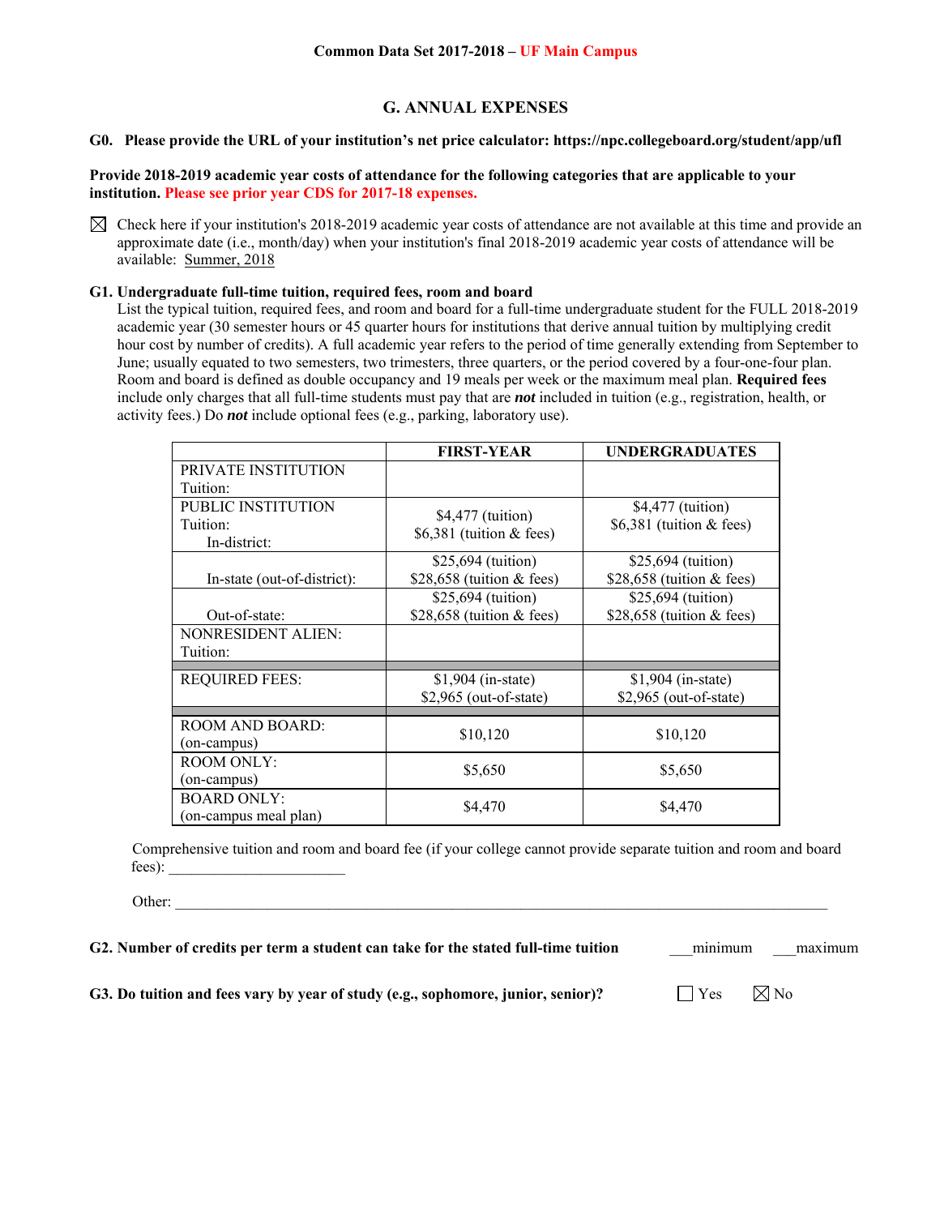**Common Data Set 2017-2018 – UF Main Campus**

## G. ANNUAL EXPENSES

**G0. Please provide the URL of your institution's net price calculator: https://npc.collegeboard.org/student/app/ufl**

**Provide 2018-2019 academic year costs of attendance for the following categories that are applicable to your institution. Please see prior year CDS for 2017-18 expenses.**

☒ Check here if your institution's 2018-2019 academic year costs of attendance are not available at this time and provide an approximate date (i.e., month/day) when your institution's final 2018-2019 academic year costs of attendance will be available: Summer, 2018

**G1. Undergraduate full-time tuition, required fees, room and board**

List the typical tuition, required fees, and room and board for a full-time undergraduate student for the FULL 2018-2019 academic year (30 semester hours or 45 quarter hours for institutions that derive annual tuition by multiplying credit hour cost by number of credits). A full academic year refers to the period of time generally extending from September to June; usually equated to two semesters, two trimesters, three quarters, or the period covered by a four-one-four plan. Room and board is defined as double occupancy and 19 meals per week or the maximum meal plan. **Required fees** include only charges that all full-time students must pay that are ***not*** included in tuition (e.g., registration, health, or activity fees.) Do ***not*** include optional fees (e.g., parking, laboratory use).

| | FIRST-YEAR | UNDERGRADUATES |
|---|---|---|
| PRIVATE INSTITUTION Tuition: | | |
| PUBLIC INSTITUTION Tuition: In-district: | $4,477 (tuition) $6,381 (tuition & fees) | $4,477 (tuition) $6,381 (tuition & fees) |
| In-state (out-of-district): | $25,694 (tuition) $28,658 (tuition & fees) | $25,694 (tuition) $28,658 (tuition & fees) |
| Out-of-state: | $25,694 (tuition) $28,658 (tuition & fees) | $25,694 (tuition) $28,658 (tuition & fees) |
| NONRESIDENT ALIEN: Tuition: | | |
| REQUIRED FEES: | $1,904 (in-state) $2,965 (out-of-state) | $1,904 (in-state) $2,965 (out-of-state) |
| ROOM AND BOARD: (on-campus) | $10,120 | $10,120 |
| ROOM ONLY: (on-campus) | $5,650 | $5,650 |
| BOARD ONLY: (on-campus meal plan) | $4,470 | $4,470 |

Comprehensive tuition and room and board fee (if your college cannot provide separate tuition and room and board fees): _______________________

Other: ______________________________________________________________________________

**G2. Number of credits per term a student can take for the stated full-time tuition** ___minimum ___maximum

**G3. Do tuition and fees vary by year of study (e.g., sophomore, junior, senior)?** ☐ Yes ☒ No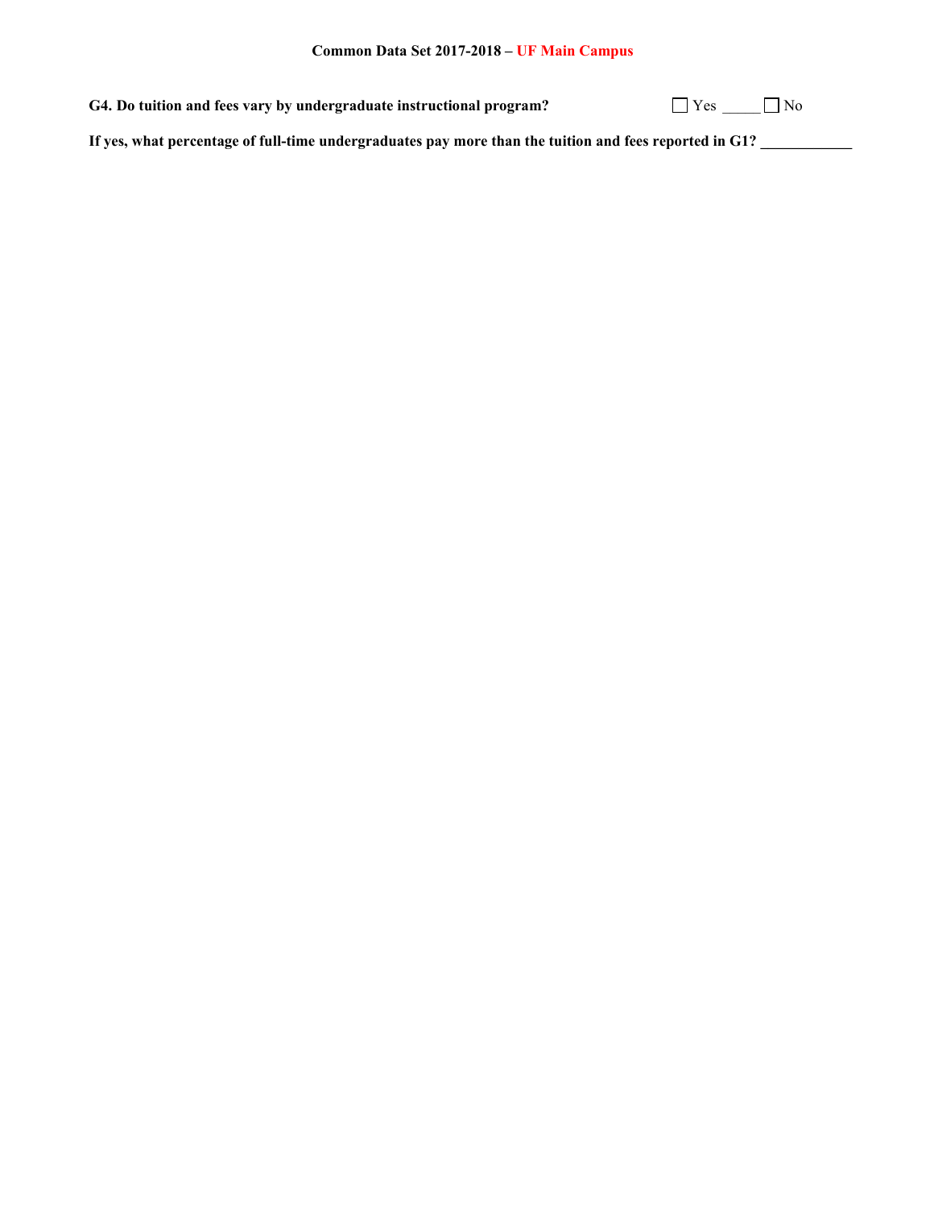**G4. Do tuition and fees vary by undergraduate instructional program?** ☐ Yes _____ ☐ No

**If yes, what percentage of full-time undergraduates pay more than the tuition and fees reported in G1?** ____________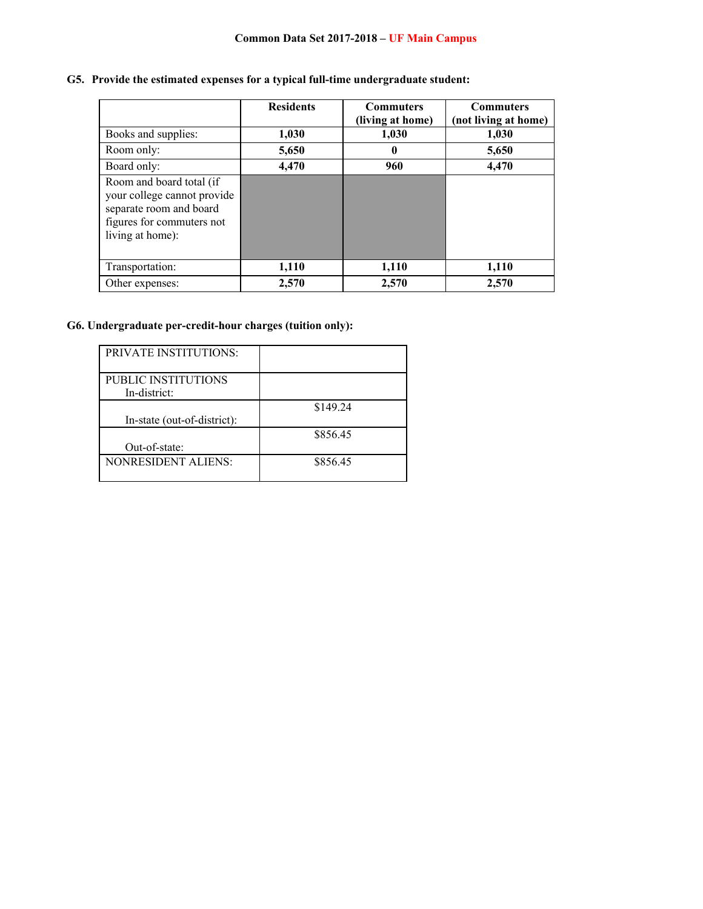**G5. Provide the estimated expenses for a typical full-time undergraduate student:**

| | Residents | Commuters (living at home) | Commuters (not living at home) |
|---|---|---|---|
| Books and supplies: | **1,030** | **1,030** | **1,030** |
| Room only: | **5,650** | **0** | **5,650** |
| Board only: | **4,470** | **960** | **4,470** |
| Room and board total (if your college cannot provide separate room and board figures for commuters not living at home): | | | |
| Transportation: | **1,110** | **1,110** | **1,110** |
| Other expenses: | **2,570** | **2,570** | **2,570** |

**G6. Undergraduate per-credit-hour charges (tuition only):**

| | |
|---|---|
| PRIVATE INSTITUTIONS: | |
| PUBLIC INSTITUTIONS In-district: | |
| In-state (out-of-district): | $149.24 |
| Out-of-state: | $856.45 |
| NONRESIDENT ALIENS: | $856.45 |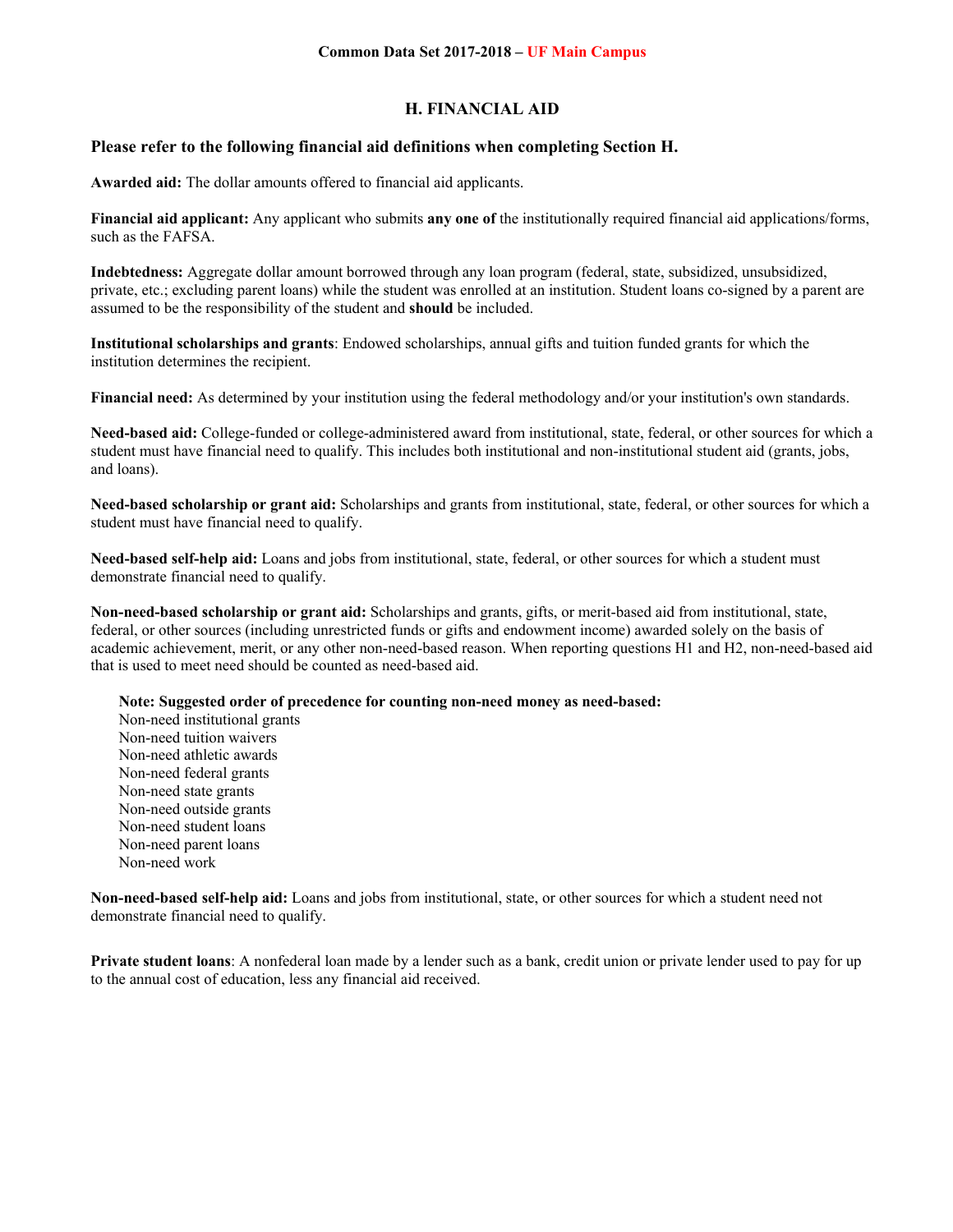## H. FINANCIAL AID

### Please refer to the following financial aid definitions when completing Section H.

**Awarded aid:** The dollar amounts offered to financial aid applicants.

**Financial aid applicant:** Any applicant who submits **any one of** the institutionally required financial aid applications/forms, such as the FAFSA.

**Indebtedness:** Aggregate dollar amount borrowed through any loan program (federal, state, subsidized, unsubsidized, private, etc.; excluding parent loans) while the student was enrolled at an institution. Student loans co-signed by a parent are assumed to be the responsibility of the student and **should** be included.

**Institutional scholarships and grants**: Endowed scholarships, annual gifts and tuition funded grants for which the institution determines the recipient.

**Financial need:** As determined by your institution using the federal methodology and/or your institution's own standards.

**Need-based aid:** College-funded or college-administered award from institutional, state, federal, or other sources for which a student must have financial need to qualify. This includes both institutional and non-institutional student aid (grants, jobs, and loans).

**Need-based scholarship or grant aid:** Scholarships and grants from institutional, state, federal, or other sources for which a student must have financial need to qualify.

**Need-based self-help aid:** Loans and jobs from institutional, state, federal, or other sources for which a student must demonstrate financial need to qualify.

**Non-need-based scholarship or grant aid:** Scholarships and grants, gifts, or merit-based aid from institutional, state, federal, or other sources (including unrestricted funds or gifts and endowment income) awarded solely on the basis of academic achievement, merit, or any other non-need-based reason. When reporting questions H1 and H2, non-need-based aid that is used to meet need should be counted as need-based aid.

**Note: Suggested order of precedence for counting non-need money as need-based:**
Non-need institutional grants
Non-need tuition waivers
Non-need athletic awards
Non-need federal grants
Non-need state grants
Non-need outside grants
Non-need student loans
Non-need parent loans
Non-need work

**Non-need-based self-help aid:** Loans and jobs from institutional, state, or other sources for which a student need not demonstrate financial need to qualify.

**Private student loans**: A nonfederal loan made by a lender such as a bank, credit union or private lender used to pay for up to the annual cost of education, less any financial aid received.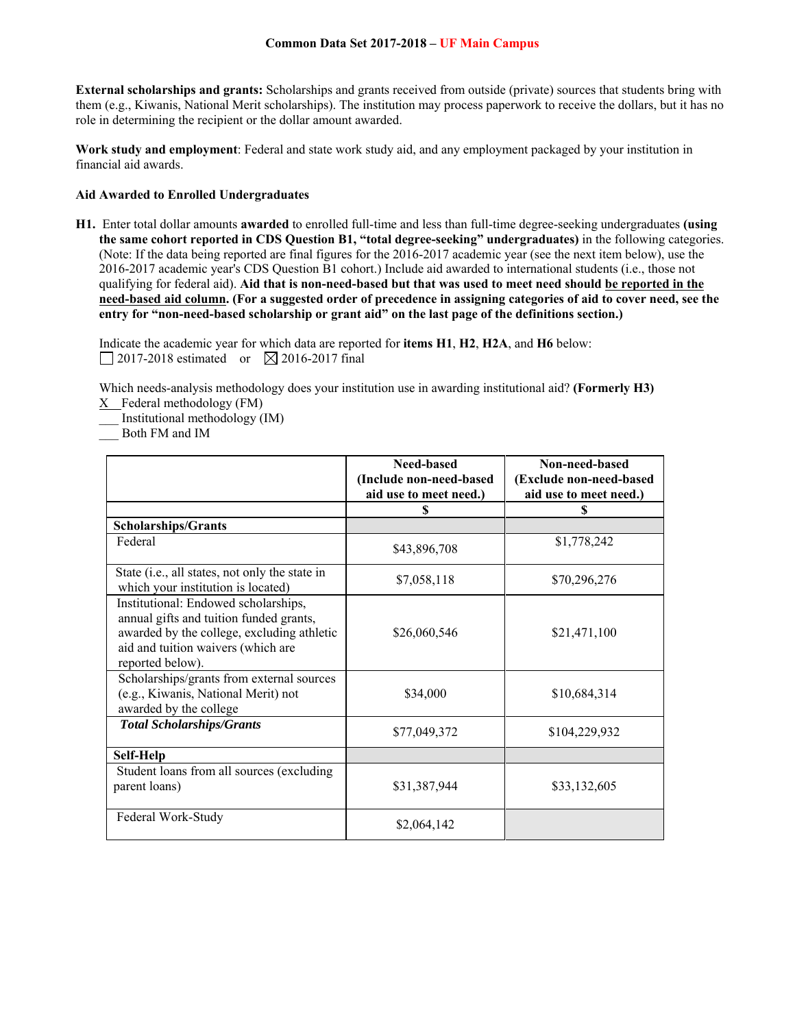**External scholarships and grants:** Scholarships and grants received from outside (private) sources that students bring with them (e.g., Kiwanis, National Merit scholarships). The institution may process paperwork to receive the dollars, but it has no role in determining the recipient or the dollar amount awarded.

**Work study and employment**: Federal and state work study aid, and any employment packaged by your institution in financial aid awards.

**Aid Awarded to Enrolled Undergraduates**

**H1.** Enter total dollar amounts **awarded** to enrolled full-time and less than full-time degree-seeking undergraduates **(using the same cohort reported in CDS Question B1, "total degree-seeking" undergraduates)** in the following categories. (Note: If the data being reported are final figures for the 2016-2017 academic year (see the next item below), use the 2016-2017 academic year's CDS Question B1 cohort.) Include aid awarded to international students (i.e., those not qualifying for federal aid). **Aid that is non-need-based but that was used to meet need should be reported in the need-based aid column. (For a suggested order of precedence in assigning categories of aid to cover need, see the entry for "non-need-based scholarship or grant aid" on the last page of the definitions section.)**

Indicate the academic year for which data are reported for **items H1**, **H2**, **H2A**, and **H6** below:
☐ 2017-2018 estimated or ☒ 2016-2017 final

Which needs-analysis methodology does your institution use in awarding institutional aid? **(Formerly H3)**
X Federal methodology (FM)
___ Institutional methodology (IM)
___ Both FM and IM

| | Need-based (Include non-need-based aid use to meet need.) | Non-need-based (Exclude non-need-based aid use to meet need.) |
|---|---|---|
| | $ | $ |
| **Scholarships/Grants** | | |
| Federal | $43,896,708 | $1,778,242 |
| State (i.e., all states, not only the state in which your institution is located) | $7,058,118 | $70,296,276 |
| Institutional: Endowed scholarships, annual gifts and tuition funded grants, awarded by the college, excluding athletic aid and tuition waivers (which are reported below). | $26,060,546 | $21,471,100 |
| Scholarships/grants from external sources (e.g., Kiwanis, National Merit) not awarded by the college | $34,000 | $10,684,314 |
| ***Total Scholarships/Grants*** | $77,049,372 | $104,229,932 |
| **Self-Help** | | |
| Student loans from all sources (excluding parent loans) | $31,387,944 | $33,132,605 |
| Federal Work-Study | $2,064,142 | |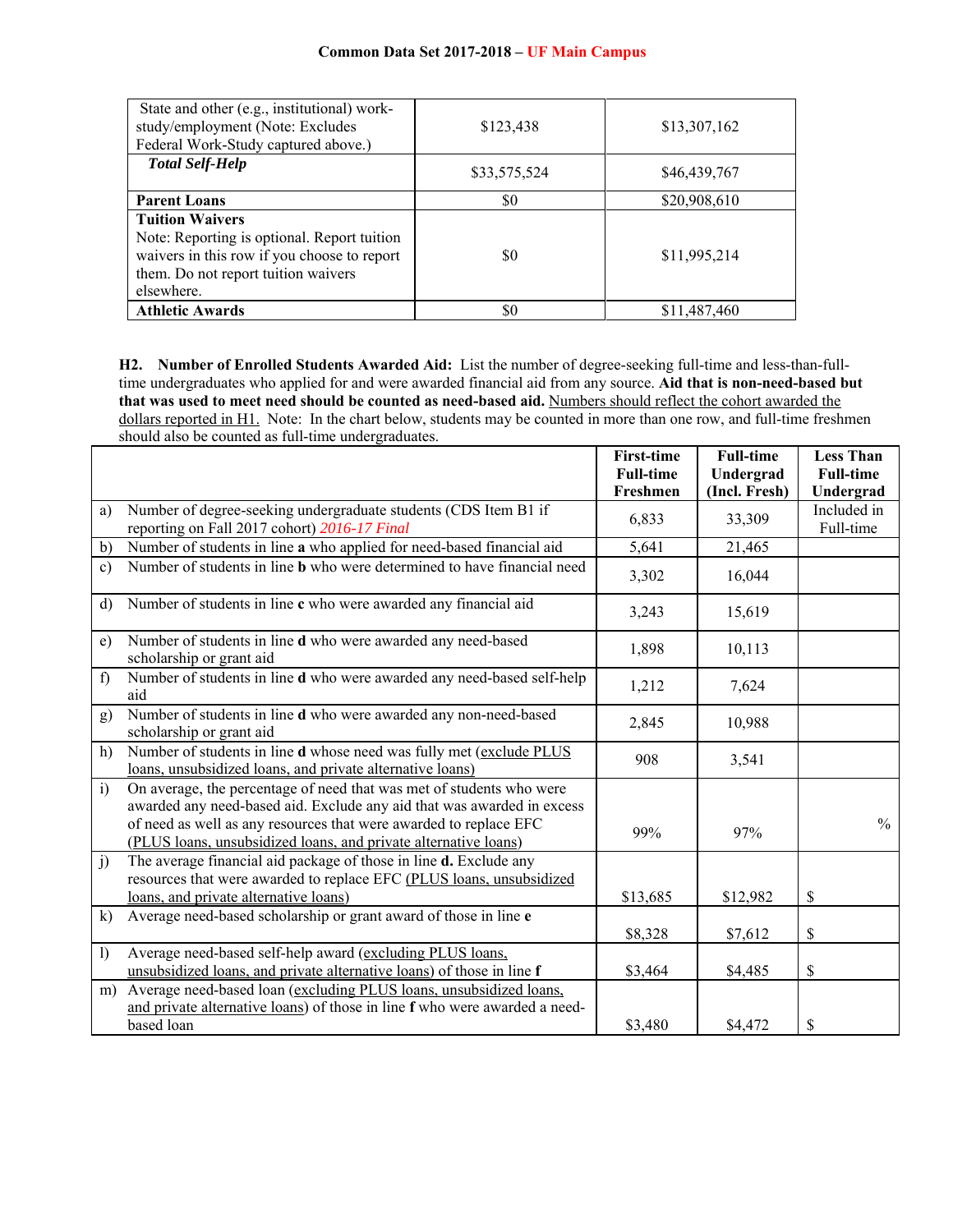| | | |
|---|---|---|
| State and other (e.g., institutional) work-study/employment (Note: Excludes Federal Work-Study captured above.) | $123,438 | $13,307,162 |
| ***Total Self-Help*** | $33,575,524 | $46,439,767 |
| **Parent Loans** | $0 | $20,908,610 |
| **Tuition Waivers** Note: Reporting is optional. Report tuition waivers in this row if you choose to report them. Do not report tuition waivers elsewhere. | $0 | $11,995,214 |
| **Athletic Awards** | $0 | $11,487,460 |

**H2. Number of Enrolled Students Awarded Aid:** List the number of degree-seeking full-time and less-than-full-time undergraduates who applied for and were awarded financial aid from any source. **Aid that is non-need-based but that was used to meet need should be counted as need-based aid.** Numbers should reflect the cohort awarded the dollars reported in H1. Note: In the chart below, students may be counted in more than one row, and full-time freshmen should also be counted as full-time undergraduates.

| | | First-time Full-time Freshmen | Full-time Undergrad (Incl. Fresh) | Less Than Full-time Undergrad |
|---|---|---|---|---|
| a) | Number of degree-seeking undergraduate students (CDS Item B1 if reporting on Fall 2017 cohort) *2016-17 Final* | 6,833 | 33,309 | Included in Full-time |
| b) | Number of students in line **a** who applied for need-based financial aid | 5,641 | 21,465 | |
| c) | Number of students in line **b** who were determined to have financial need | 3,302 | 16,044 | |
| d) | Number of students in line **c** who were awarded any financial aid | 3,243 | 15,619 | |
| e) | Number of students in line **d** who were awarded any need-based scholarship or grant aid | 1,898 | 10,113 | |
| f) | Number of students in line **d** who were awarded any need-based self-help aid | 1,212 | 7,624 | |
| g) | Number of students in line **d** who were awarded any non-need-based scholarship or grant aid | 2,845 | 10,988 | |
| h) | Number of students in line **d** whose need was fully met (exclude PLUS loans, unsubsidized loans, and private alternative loans) | 908 | 3,541 | |
| i) | On average, the percentage of need that was met of students who were awarded any need-based aid. Exclude any aid that was awarded in excess of need as well as any resources that were awarded to replace EFC (PLUS loans, unsubsidized loans, and private alternative loans) | 99% | 97% | % |
| j) | The average financial aid package of those in line **d.** Exclude any resources that were awarded to replace EFC (PLUS loans, unsubsidized loans, and private alternative loans) | $13,685 | $12,982 | $ |
| k) | Average need-based scholarship or grant award of those in line **e** | $8,328 | $7,612 | $ |
| l) | Average need-based self-help award (excluding PLUS loans, unsubsidized loans, and private alternative loans) of those in line **f** | $3,464 | $4,485 | $ |
| m) | Average need-based loan (excluding PLUS loans, unsubsidized loans, and private alternative loans) of those in line **f** who were awarded a need-based loan | $3,480 | $4,472 | $ |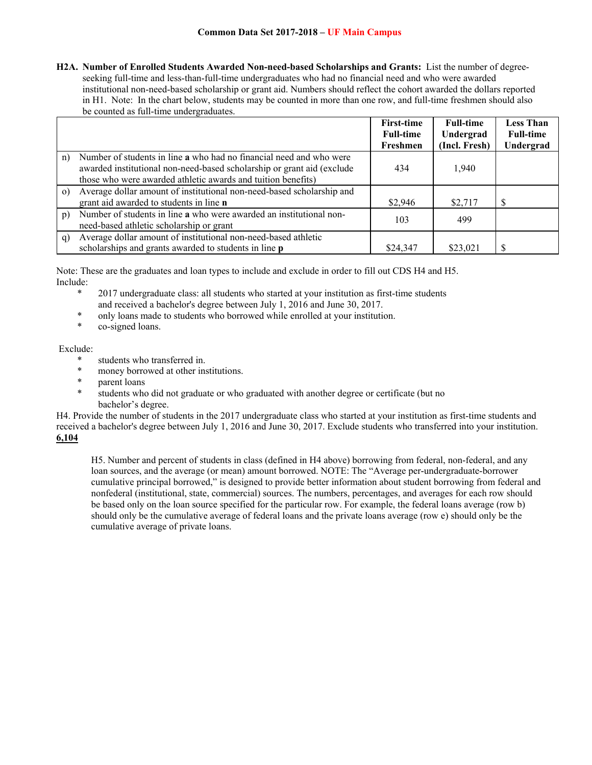**H2A. Number of Enrolled Students Awarded Non-need-based Scholarships and Grants:** List the number of degree-seeking full-time and less-than-full-time undergraduates who had no financial need and who were awarded institutional non-need-based scholarship or grant aid. Numbers should reflect the cohort awarded the dollars reported in H1. Note: In the chart below, students may be counted in more than one row, and full-time freshmen should also be counted as full-time undergraduates.

| | | First-time Full-time Freshmen | Full-time Undergrad (Incl. Fresh) | Less Than Full-time Undergrad |
|---|---|---|---|---|
| n) | Number of students in line **a** who had no financial need and who were awarded institutional non-need-based scholarship or grant aid (exclude those who were awarded athletic awards and tuition benefits) | 434 | 1,940 | |
| o) | Average dollar amount of institutional non-need-based scholarship and grant aid awarded to students in line **n** | $2,946 | $2,717 | $ |
| p) | Number of students in line **a** who were awarded an institutional non-need-based athletic scholarship or grant | 103 | 499 | |
| q) | Average dollar amount of institutional non-need-based athletic scholarships and grants awarded to students in line **p** | $24,347 | $23,021 | $ |

Note: These are the graduates and loan types to include and exclude in order to fill out CDS H4 and H5.

Include:

* 2017 undergraduate class: all students who started at your institution as first-time students and received a bachelor's degree between July 1, 2016 and June 30, 2017.
* only loans made to students who borrowed while enrolled at your institution.
* co-signed loans.

Exclude:

* students who transferred in.
* money borrowed at other institutions.
* parent loans
* students who did not graduate or who graduated with another degree or certificate (but no bachelor's degree.

H4. Provide the number of students in the 2017 undergraduate class who started at your institution as first-time students and received a bachelor's degree between July 1, 2016 and June 30, 2017. Exclude students who transferred into your institution. **6,104**

H5. Number and percent of students in class (defined in H4 above) borrowing from federal, non-federal, and any loan sources, and the average (or mean) amount borrowed. NOTE: The "Average per-undergraduate-borrower cumulative principal borrowed," is designed to provide better information about student borrowing from federal and nonfederal (institutional, state, commercial) sources. The numbers, percentages, and averages for each row should be based only on the loan source specified for the particular row. For example, the federal loans average (row b) should only be the cumulative average of federal loans and the private loans average (row e) should only be the cumulative average of private loans.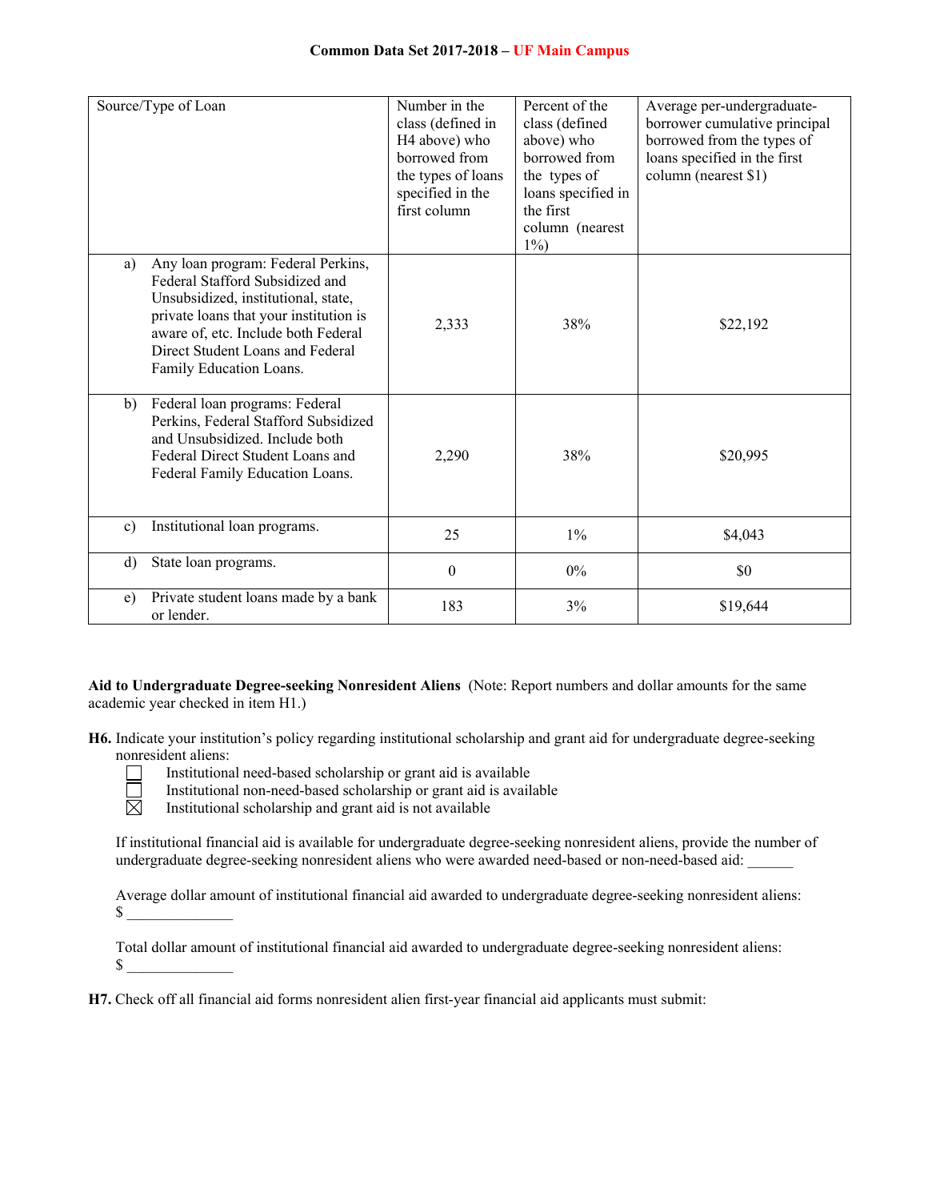| Source/Type of Loan | Number in the class (defined in H4 above) who borrowed from the types of loans specified in the first column | Percent of the class (defined above) who borrowed from the types of loans specified in the first column (nearest 1%) | Average per-undergraduate-borrower cumulative principal borrowed from the types of loans specified in the first column (nearest $1) |
|---|---|---|---|
| a) Any loan program: Federal Perkins, Federal Stafford Subsidized and Unsubsidized, institutional, state, private loans that your institution is aware of, etc. Include both Federal Direct Student Loans and Federal Family Education Loans. | 2,333 | 38% | $22,192 |
| b) Federal loan programs: Federal Perkins, Federal Stafford Subsidized and Unsubsidized. Include both Federal Direct Student Loans and Federal Family Education Loans. | 2,290 | 38% | $20,995 |
| c) Institutional loan programs. | 25 | 1% | $4,043 |
| d) State loan programs. | 0 | 0% | $0 |
| e) Private student loans made by a bank or lender. | 183 | 3% | $19,644 |

**Aid to Undergraduate Degree-seeking Nonresident Aliens** (Note: Report numbers and dollar amounts for the same academic year checked in item H1.)

**H6.** Indicate your institution's policy regarding institutional scholarship and grant aid for undergraduate degree-seeking nonresident aliens:

- ☐ Institutional need-based scholarship or grant aid is available
- ☐ Institutional non-need-based scholarship or grant aid is available
- ☒ Institutional scholarship and grant aid is not available

If institutional financial aid is available for undergraduate degree-seeking nonresident aliens, provide the number of undergraduate degree-seeking nonresident aliens who were awarded need-based or non-need-based aid: ______

Average dollar amount of institutional financial aid awarded to undergraduate degree-seeking nonresident aliens: $ ______________

Total dollar amount of institutional financial aid awarded to undergraduate degree-seeking nonresident aliens: $ ______________

**H7.** Check off all financial aid forms nonresident alien first-year financial aid applicants must submit: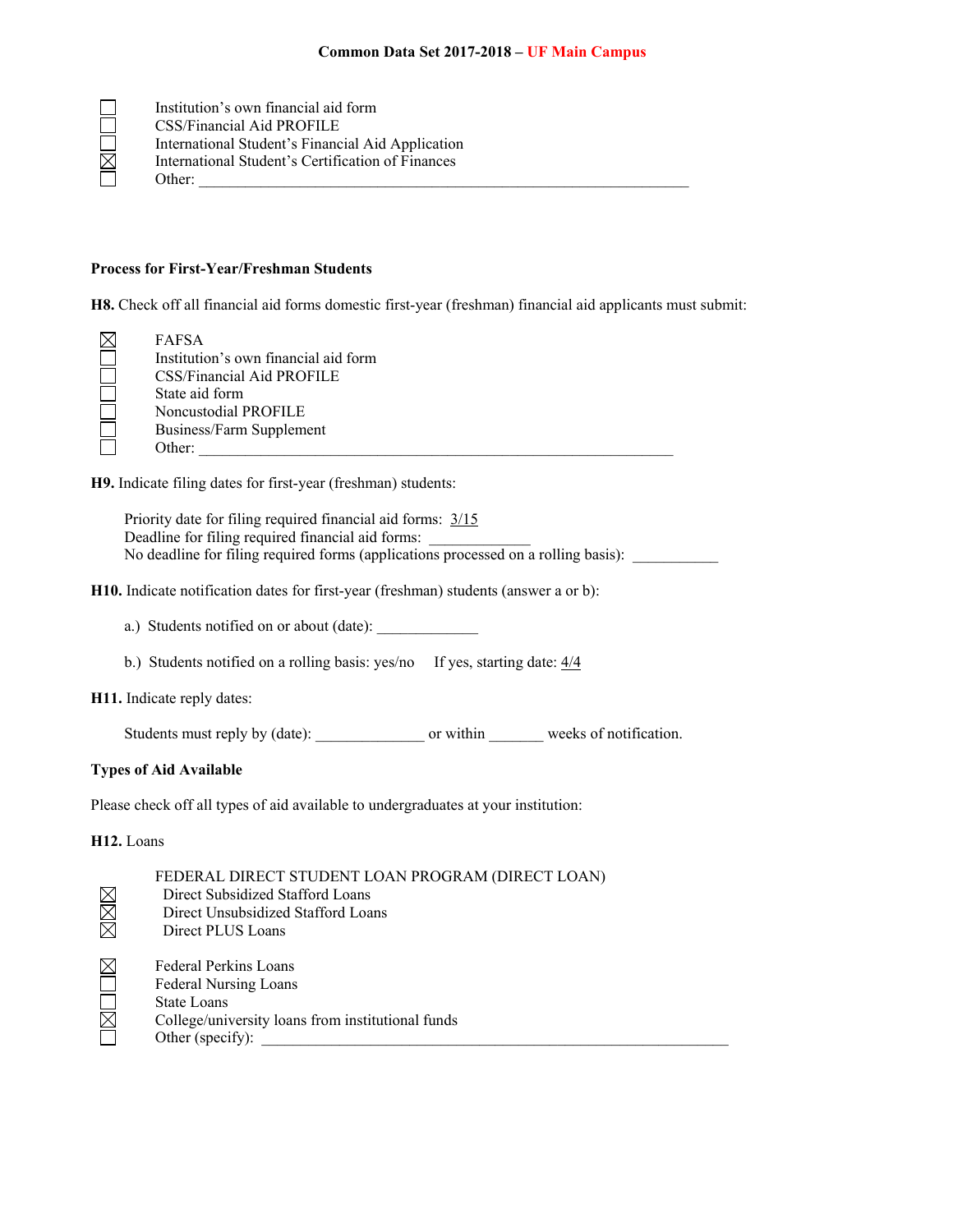- ☐ Institution's own financial aid form
- ☐ CSS/Financial Aid PROFILE
- ☐ International Student's Financial Aid Application
- ☒ International Student's Certification of Finances
- ☐ Other: ___________________________________________________________

**Process for First-Year/Freshman Students**

**H8.** Check off all financial aid forms domestic first-year (freshman) financial aid applicants must submit:

- ☒ FAFSA
- ☐ Institution's own financial aid form
- ☐ CSS/Financial Aid PROFILE
- ☐ State aid form
- ☐ Noncustodial PROFILE
- ☐ Business/Farm Supplement
- ☐ Other: _________________________________________________________

**H9.** Indicate filing dates for first-year (freshman) students:

Priority date for filing required financial aid forms: 3/15
Deadline for filing required financial aid forms: ____________
No deadline for filing required forms (applications processed on a rolling basis): __________

**H10.** Indicate notification dates for first-year (freshman) students (answer a or b):

a.) Students notified on or about (date): ____________

b.) Students notified on a rolling basis: yes/no If yes, starting date: 4/4

**H11.** Indicate reply dates:

Students must reply by (date): _____________ or within ______ weeks of notification.

**Types of Aid Available**

Please check off all types of aid available to undergraduates at your institution:

**H12.** Loans

FEDERAL DIRECT STUDENT LOAN PROGRAM (DIRECT LOAN)

- ☒ Direct Subsidized Stafford Loans
- ☒ Direct Unsubsidized Stafford Loans
- ☒ Direct PLUS Loans

- ☒ Federal Perkins Loans
- ☐ Federal Nursing Loans
- ☐ State Loans
- ☒ College/university loans from institutional funds
- ☐ Other (specify): ___________________________________________________________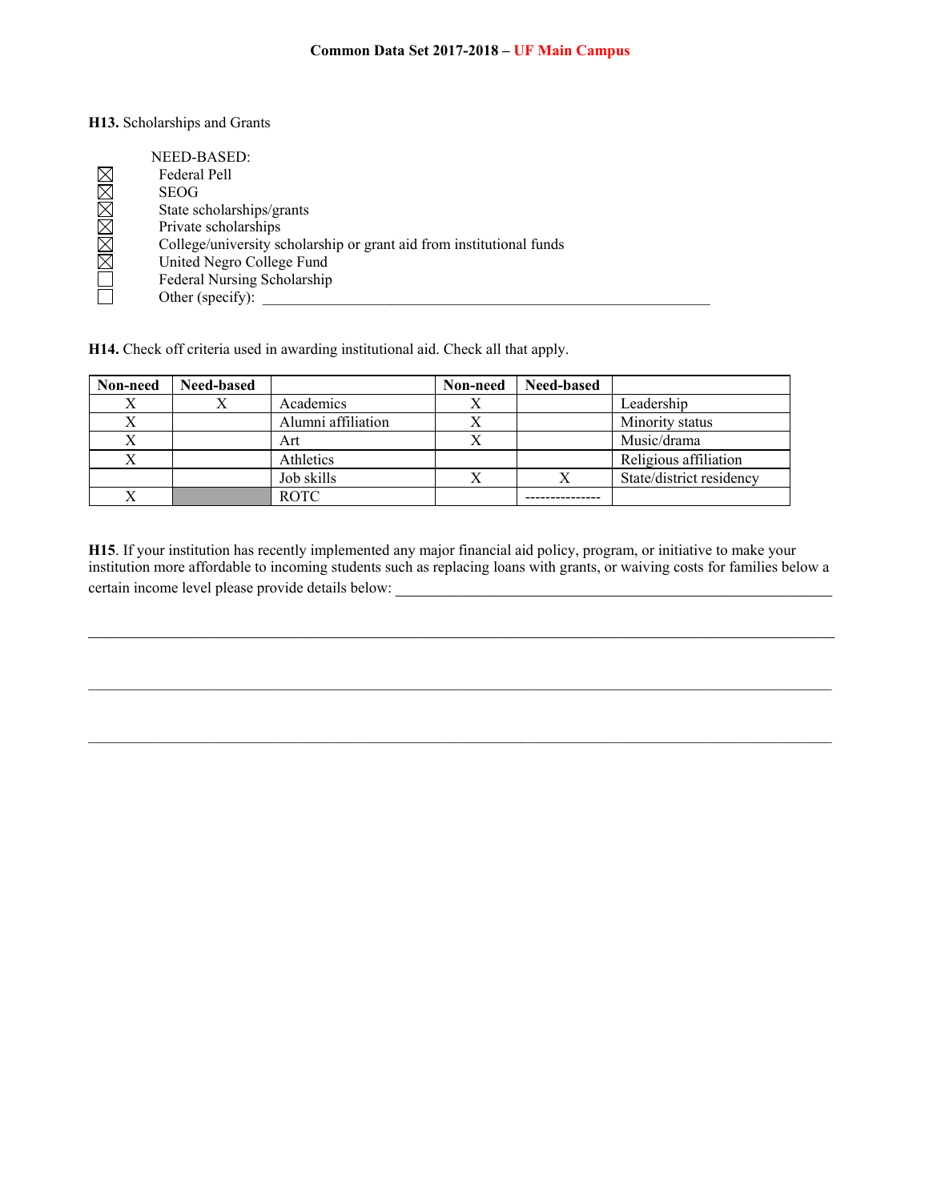**H13.** Scholarships and Grants

NEED-BASED:

- ☒ Federal Pell
- ☒ SEOG
- ☒ State scholarships/grants
- ☒ Private scholarships
- ☒ College/university scholarship or grant aid from institutional funds
- ☒ United Negro College Fund
- ☐ Federal Nursing Scholarship
- ☐ Other (specify): ______________________________

**H14.** Check off criteria used in awarding institutional aid. Check all that apply.

| Non-need | Need-based | | Non-need | Need-based | |
|---|---|---|---|---|---|
| X | X | Academics | X | | Leadership |
| X | | Alumni affiliation | X | | Minority status |
| X | | Art | X | | Music/drama |
| X | | Athletics | | | Religious affiliation |
| | | Job skills | X | X | State/district residency |
| X | | ROTC | | --------------- | |

**H15**. If your institution has recently implemented any major financial aid policy, program, or initiative to make your institution more affordable to incoming students such as replacing loans with grants, or waiving costs for families below a certain income level please provide details below: ______________________________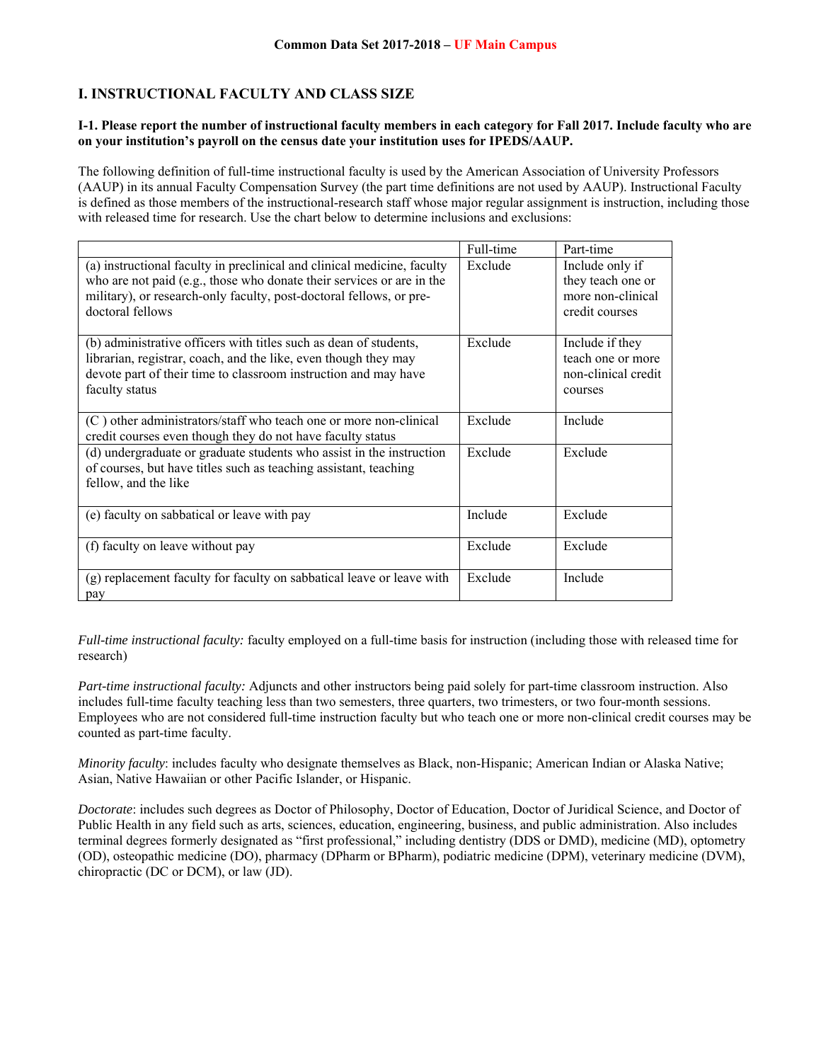**Common Data Set 2017-2018 – UF Main Campus**

## I. INSTRUCTIONAL FACULTY AND CLASS SIZE

**I-1. Please report the number of instructional faculty members in each category for Fall 2017. Include faculty who are on your institution's payroll on the census date your institution uses for IPEDS/AAUP.**

The following definition of full-time instructional faculty is used by the American Association of University Professors (AAUP) in its annual Faculty Compensation Survey (the part time definitions are not used by AAUP). Instructional Faculty is defined as those members of the instructional-research staff whose major regular assignment is instruction, including those with released time for research. Use the chart below to determine inclusions and exclusions:

| | Full-time | Part-time |
|---|---|---|
| (a) instructional faculty in preclinical and clinical medicine, faculty who are not paid (e.g., those who donate their services or are in the military), or research-only faculty, post-doctoral fellows, or pre-doctoral fellows | Exclude | Include only if they teach one or more non-clinical credit courses |
| (b) administrative officers with titles such as dean of students, librarian, registrar, coach, and the like, even though they may devote part of their time to classroom instruction and may have faculty status | Exclude | Include if they teach one or more non-clinical credit courses |
| (C ) other administrators/staff who teach one or more non-clinical credit courses even though they do not have faculty status | Exclude | Include |
| (d) undergraduate or graduate students who assist in the instruction of courses, but have titles such as teaching assistant, teaching fellow, and the like | Exclude | Exclude |
| (e) faculty on sabbatical or leave with pay | Include | Exclude |
| (f) faculty on leave without pay | Exclude | Exclude |
| (g) replacement faculty for faculty on sabbatical leave or leave with pay | Exclude | Include |

*Full-time instructional faculty:* faculty employed on a full-time basis for instruction (including those with released time for research)

*Part-time instructional faculty:* Adjuncts and other instructors being paid solely for part-time classroom instruction. Also includes full-time faculty teaching less than two semesters, three quarters, two trimesters, or two four-month sessions. Employees who are not considered full-time instruction faculty but who teach one or more non-clinical credit courses may be counted as part-time faculty.

*Minority faculty*: includes faculty who designate themselves as Black, non-Hispanic; American Indian or Alaska Native; Asian, Native Hawaiian or other Pacific Islander, or Hispanic.

*Doctorate*: includes such degrees as Doctor of Philosophy, Doctor of Education, Doctor of Juridical Science, and Doctor of Public Health in any field such as arts, sciences, education, engineering, business, and public administration. Also includes terminal degrees formerly designated as "first professional," including dentistry (DDS or DMD), medicine (MD), optometry (OD), osteopathic medicine (DO), pharmacy (DPharm or BPharm), podiatric medicine (DPM), veterinary medicine (DVM), chiropractic (DC or DCM), or law (JD).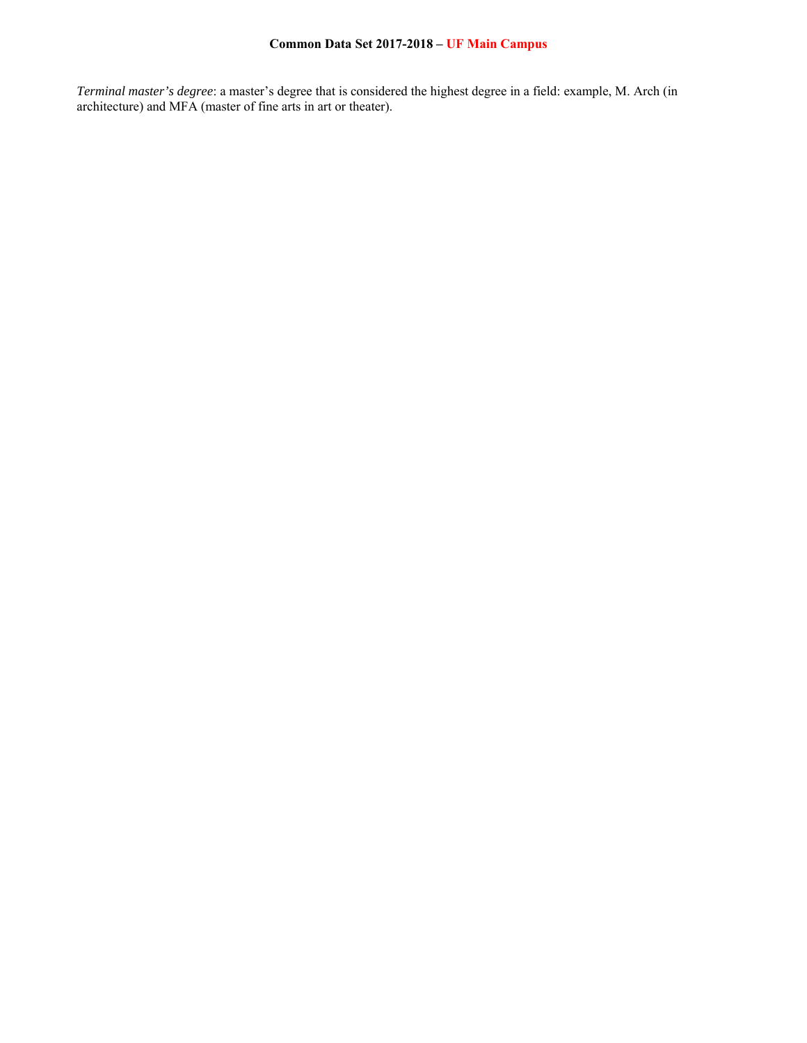*Terminal master's degree*: a master's degree that is considered the highest degree in a field: example, M. Arch (in architecture) and MFA (master of fine arts in art or theater).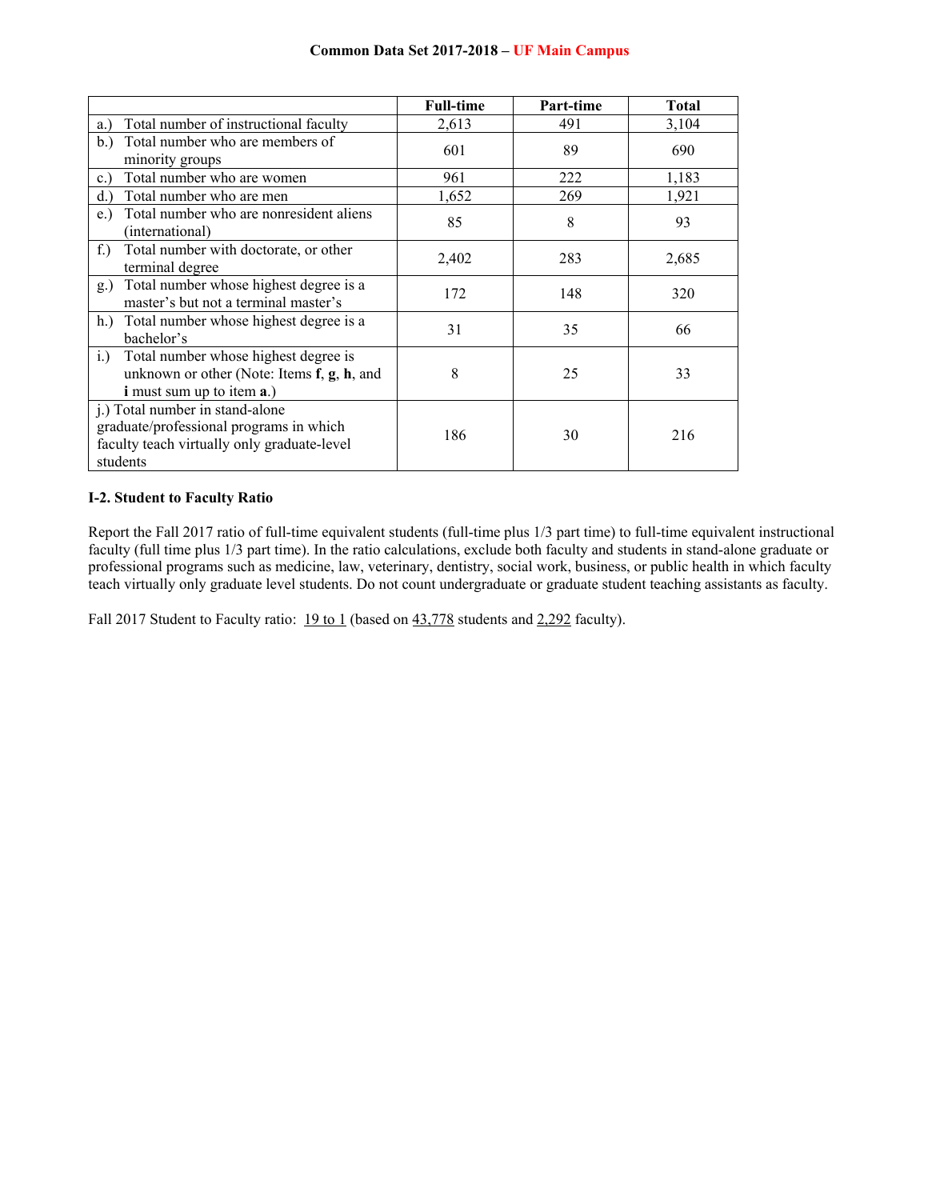| | Full-time | Part-time | Total |
|---|---|---|---|
| a.) Total number of instructional faculty | 2,613 | 491 | 3,104 |
| b.) Total number who are members of minority groups | 601 | 89 | 690 |
| c.) Total number who are women | 961 | 222 | 1,183 |
| d.) Total number who are men | 1,652 | 269 | 1,921 |
| e.) Total number who are nonresident aliens (international) | 85 | 8 | 93 |
| f.) Total number with doctorate, or other terminal degree | 2,402 | 283 | 2,685 |
| g.) Total number whose highest degree is a master's but not a terminal master's | 172 | 148 | 320 |
| h.) Total number whose highest degree is a bachelor's | 31 | 35 | 66 |
| i.) Total number whose highest degree is unknown or other (Note: Items **f**, **g**, **h**, and **i** must sum up to item **a**.) | 8 | 25 | 33 |
| j.) Total number in stand-alone graduate/professional programs in which faculty teach virtually only graduate-level students | 186 | 30 | 216 |

**I-2. Student to Faculty Ratio**

Report the Fall 2017 ratio of full-time equivalent students (full-time plus 1/3 part time) to full-time equivalent instructional faculty (full time plus 1/3 part time). In the ratio calculations, exclude both faculty and students in stand-alone graduate or professional programs such as medicine, law, veterinary, dentistry, social work, business, or public health in which faculty teach virtually only graduate level students. Do not count undergraduate or graduate student teaching assistants as faculty.

Fall 2017 Student to Faculty ratio: 19 to 1 (based on 43,778 students and 2,292 faculty).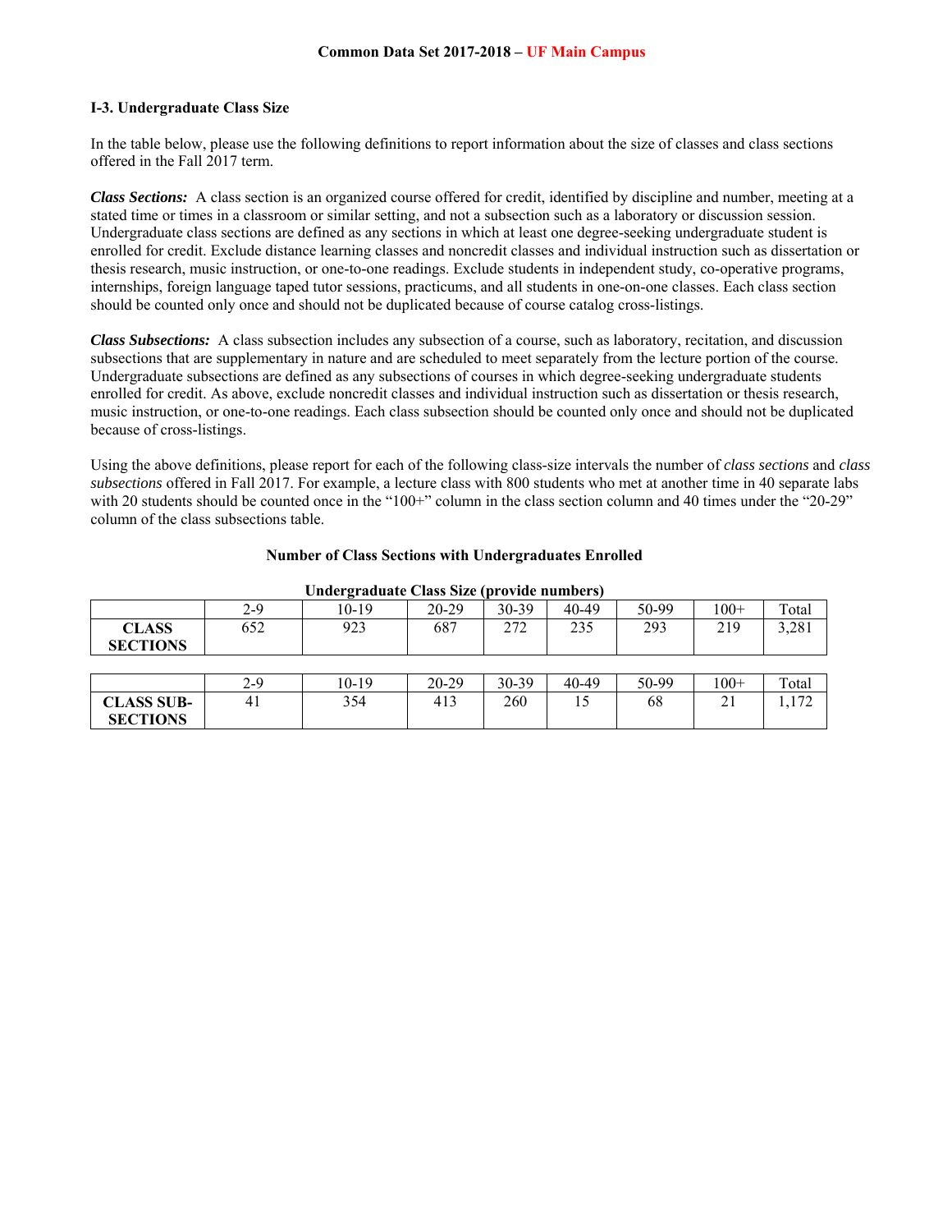### I-3. Undergraduate Class Size

In the table below, please use the following definitions to report information about the size of classes and class sections offered in the Fall 2017 term.

***Class Sections:*** A class section is an organized course offered for credit, identified by discipline and number, meeting at a stated time or times in a classroom or similar setting, and not a subsection such as a laboratory or discussion session. Undergraduate class sections are defined as any sections in which at least one degree-seeking undergraduate student is enrolled for credit. Exclude distance learning classes and noncredit classes and individual instruction such as dissertation or thesis research, music instruction, or one-to-one readings. Exclude students in independent study, co-operative programs, internships, foreign language taped tutor sessions, practicums, and all students in one-on-one classes. Each class section should be counted only once and should not be duplicated because of course catalog cross-listings.

***Class Subsections:*** A class subsection includes any subsection of a course, such as laboratory, recitation, and discussion subsections that are supplementary in nature and are scheduled to meet separately from the lecture portion of the course. Undergraduate subsections are defined as any subsections of courses in which degree-seeking undergraduate students enrolled for credit. As above, exclude noncredit classes and individual instruction such as dissertation or thesis research, music instruction, or one-to-one readings. Each class subsection should be counted only once and should not be duplicated because of cross-listings.

Using the above definitions, please report for each of the following class-size intervals the number of *class sections* and *class subsections* offered in Fall 2017. For example, a lecture class with 800 students who met at another time in 40 separate labs with 20 students should be counted once in the "100+" column in the class section column and 40 times under the "20-29" column of the class subsections table.

**Number of Class Sections with Undergraduates Enrolled**

**Undergraduate Class Size (provide numbers)**

| | 2-9 | 10-19 | 20-29 | 30-39 | 40-49 | 50-99 | 100+ | Total |
|---|---|---|---|---|---|---|---|---|
| **CLASS SECTIONS** | 652 | 923 | 687 | 272 | 235 | 293 | 219 | 3,281 |

| | 2-9 | 10-19 | 20-29 | 30-39 | 40-49 | 50-99 | 100+ | Total |
|---|---|---|---|---|---|---|---|---|
| **CLASS SUB-SECTIONS** | 41 | 354 | 413 | 260 | 15 | 68 | 21 | 1,172 |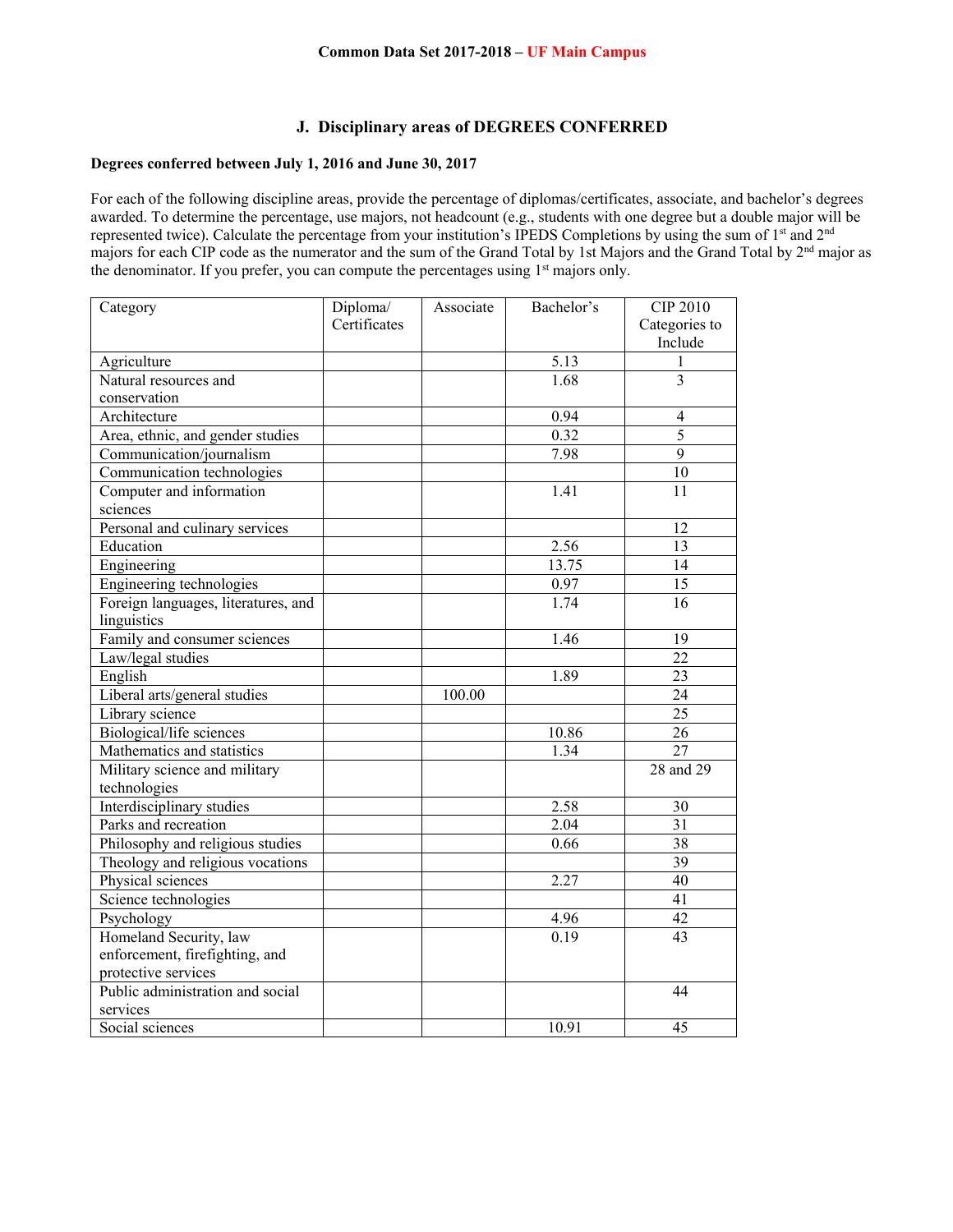**Common Data Set 2017-2018 – UF Main Campus**

## J. Disciplinary areas of DEGREES CONFERRED

**Degrees conferred between July 1, 2016 and June 30, 2017**

For each of the following discipline areas, provide the percentage of diplomas/certificates, associate, and bachelor's degrees awarded. To determine the percentage, use majors, not headcount (e.g., students with one degree but a double major will be represented twice). Calculate the percentage from your institution's IPEDS Completions by using the sum of 1st and 2nd majors for each CIP code as the numerator and the sum of the Grand Total by 1st Majors and the Grand Total by 2nd major as the denominator. If you prefer, you can compute the percentages using 1st majors only.

| Category | Diploma/ Certificates | Associate | Bachelor's | CIP 2010 Categories to Include |
|---|---|---|---|---|
| Agriculture | | | 5.13 | 1 |
| Natural resources and conservation | | | 1.68 | 3 |
| Architecture | | | 0.94 | 4 |
| Area, ethnic, and gender studies | | | 0.32 | 5 |
| Communication/journalism | | | 7.98 | 9 |
| Communication technologies | | | | 10 |
| Computer and information sciences | | | 1.41 | 11 |
| Personal and culinary services | | | | 12 |
| Education | | | 2.56 | 13 |
| Engineering | | | 13.75 | 14 |
| Engineering technologies | | | 0.97 | 15 |
| Foreign languages, literatures, and linguistics | | | 1.74 | 16 |
| Family and consumer sciences | | | 1.46 | 19 |
| Law/legal studies | | | | 22 |
| English | | | 1.89 | 23 |
| Liberal arts/general studies | | 100.00 | | 24 |
| Library science | | | | 25 |
| Biological/life sciences | | | 10.86 | 26 |
| Mathematics and statistics | | | 1.34 | 27 |
| Military science and military technologies | | | | 28 and 29 |
| Interdisciplinary studies | | | 2.58 | 30 |
| Parks and recreation | | | 2.04 | 31 |
| Philosophy and religious studies | | | 0.66 | 38 |
| Theology and religious vocations | | | | 39 |
| Physical sciences | | | 2.27 | 40 |
| Science technologies | | | | 41 |
| Psychology | | | 4.96 | 42 |
| Homeland Security, law enforcement, firefighting, and protective services | | | 0.19 | 43 |
| Public administration and social services | | | | 44 |
| Social sciences | | | 10.91 | 45 |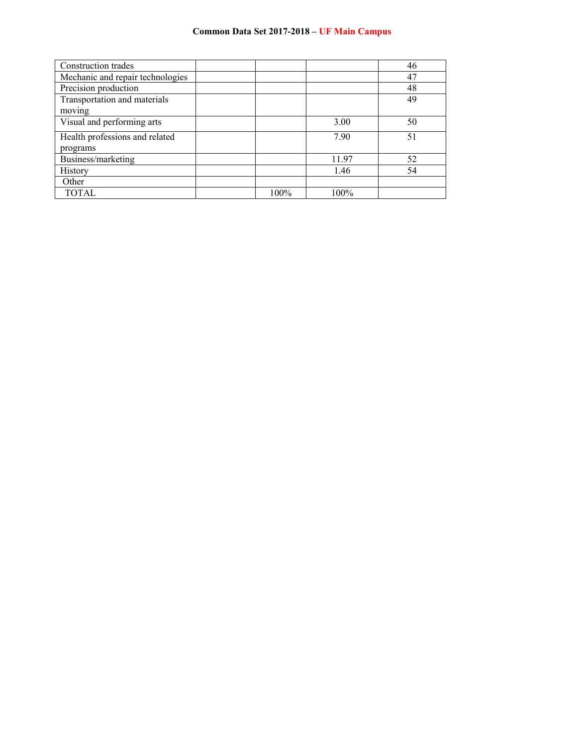| Construction trades | | | | 46 |
|---|---|---|---|---|
| Mechanic and repair technologies | | | | 47 |
| Precision production | | | | 48 |
| Transportation and materials moving | | | | 49 |
| Visual and performing arts | | | 3.00 | 50 |
| Health professions and related programs | | | 7.90 | 51 |
| Business/marketing | | | 11.97 | 52 |
| History | | | 1.46 | 54 |
| Other | | | | |
| TOTAL | | 100% | 100% | |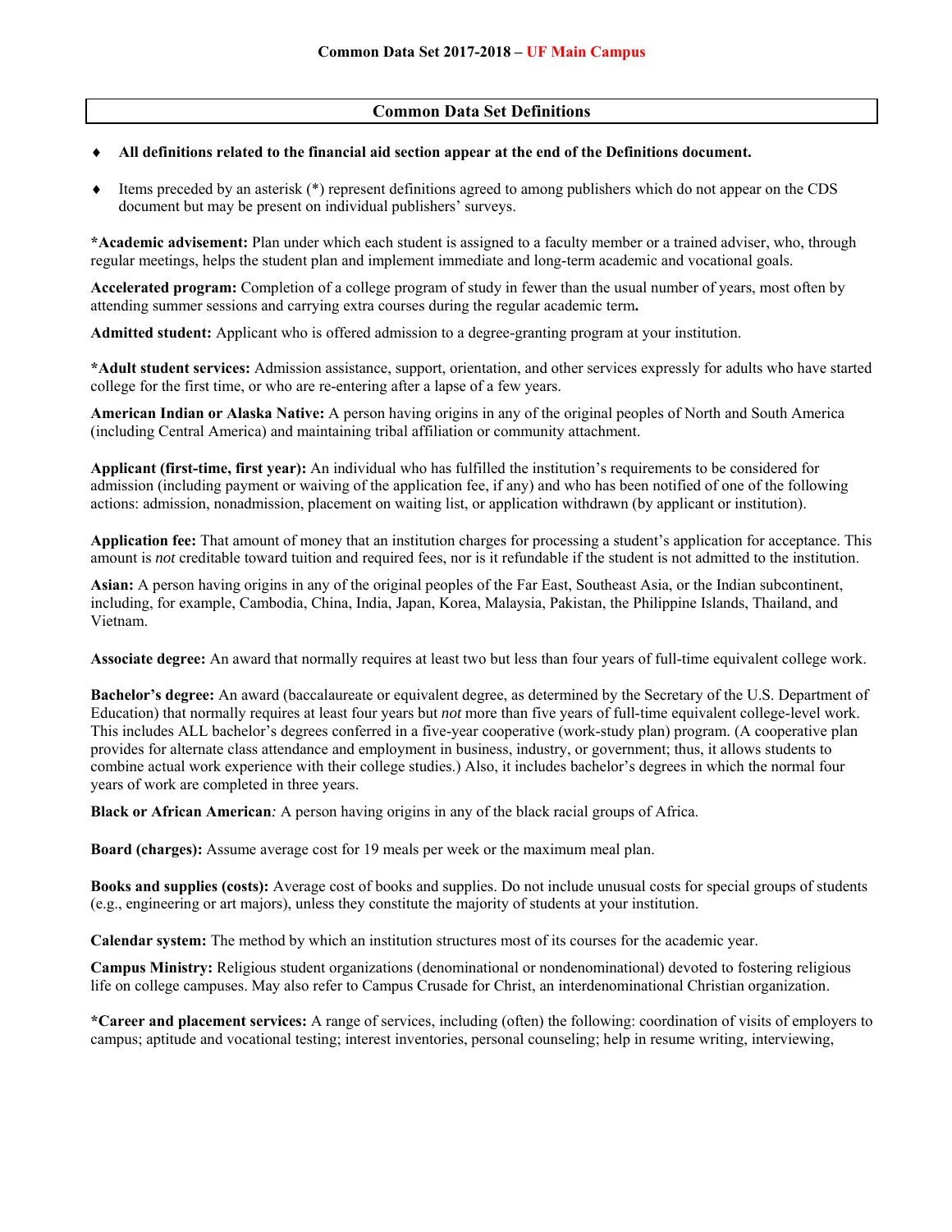## Common Data Set Definitions

- **All definitions related to the financial aid section appear at the end of the Definitions document.**
- Items preceded by an asterisk (*) represent definitions agreed to among publishers which do not appear on the CDS document but may be present on individual publishers' surveys.

**\*Academic advisement:** Plan under which each student is assigned to a faculty member or a trained adviser, who, through regular meetings, helps the student plan and implement immediate and long-term academic and vocational goals.

**Accelerated program:** Completion of a college program of study in fewer than the usual number of years, most often by attending summer sessions and carrying extra courses during the regular academic term**.**

**Admitted student:** Applicant who is offered admission to a degree-granting program at your institution.

**\*Adult student services:** Admission assistance, support, orientation, and other services expressly for adults who have started college for the first time, or who are re-entering after a lapse of a few years.

**American Indian or Alaska Native:** A person having origins in any of the original peoples of North and South America (including Central America) and maintaining tribal affiliation or community attachment.

**Applicant (first-time, first year):** An individual who has fulfilled the institution's requirements to be considered for admission (including payment or waiving of the application fee, if any) and who has been notified of one of the following actions: admission, nonadmission, placement on waiting list, or application withdrawn (by applicant or institution).

**Application fee:** That amount of money that an institution charges for processing a student's application for acceptance. This amount is *not* creditable toward tuition and required fees, nor is it refundable if the student is not admitted to the institution.

**Asian:** A person having origins in any of the original peoples of the Far East, Southeast Asia, or the Indian subcontinent, including, for example, Cambodia, China, India, Japan, Korea, Malaysia, Pakistan, the Philippine Islands, Thailand, and Vietnam.

**Associate degree:** An award that normally requires at least two but less than four years of full-time equivalent college work.

**Bachelor's degree:** An award (baccalaureate or equivalent degree, as determined by the Secretary of the U.S. Department of Education) that normally requires at least four years but *not* more than five years of full-time equivalent college-level work. This includes ALL bachelor's degrees conferred in a five-year cooperative (work-study plan) program. (A cooperative plan provides for alternate class attendance and employment in business, industry, or government; thus, it allows students to combine actual work experience with their college studies.) Also, it includes bachelor's degrees in which the normal four years of work are completed in three years.

**Black or African American***:* A person having origins in any of the black racial groups of Africa.

**Board (charges):** Assume average cost for 19 meals per week or the maximum meal plan.

**Books and supplies (costs):** Average cost of books and supplies. Do not include unusual costs for special groups of students (e.g., engineering or art majors), unless they constitute the majority of students at your institution.

**Calendar system:** The method by which an institution structures most of its courses for the academic year.

**Campus Ministry:** Religious student organizations (denominational or nondenominational) devoted to fostering religious life on college campuses. May also refer to Campus Crusade for Christ, an interdenominational Christian organization.

**\*Career and placement services:** A range of services, including (often) the following: coordination of visits of employers to campus; aptitude and vocational testing; interest inventories, personal counseling; help in resume writing, interviewing,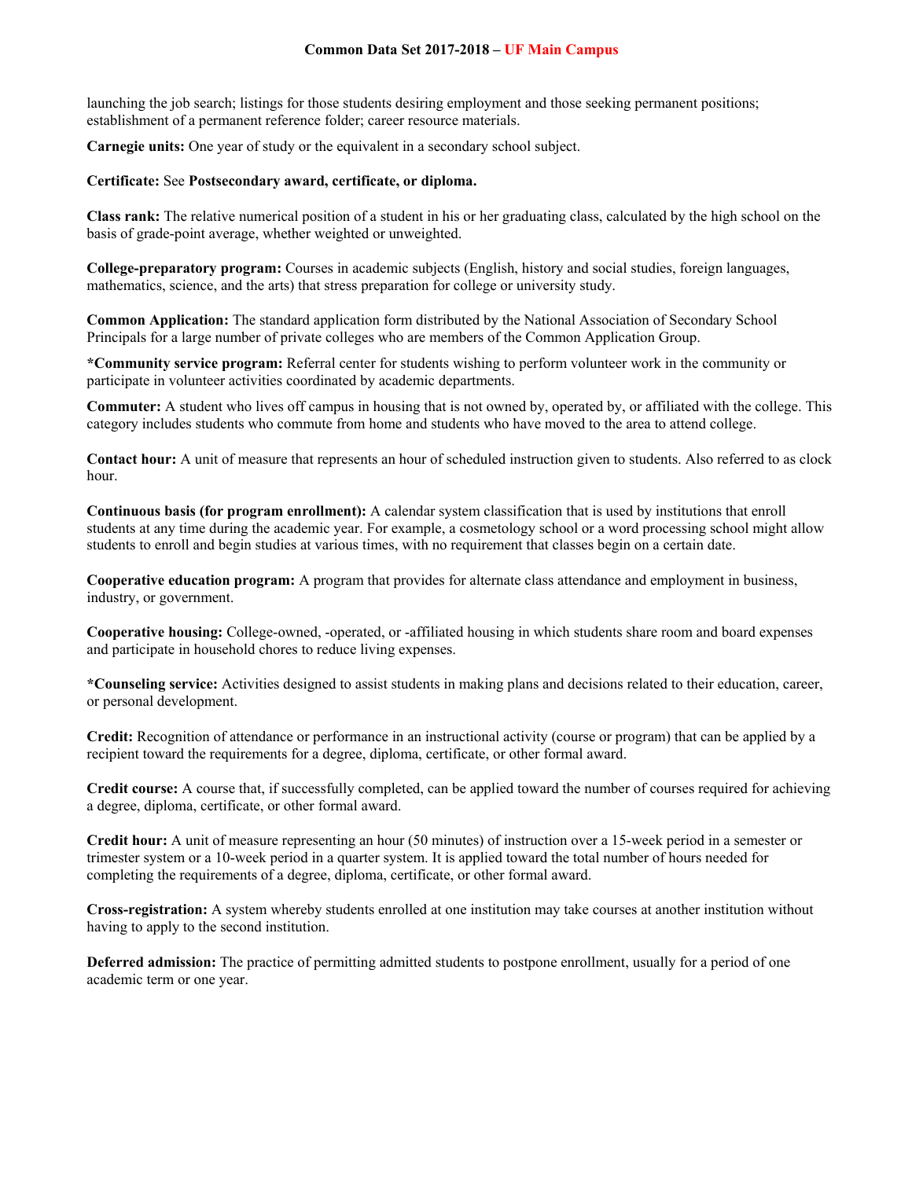launching the job search; listings for those students desiring employment and those seeking permanent positions; establishment of a permanent reference folder; career resource materials.

**Carnegie units:** One year of study or the equivalent in a secondary school subject.

**Certificate:** See **Postsecondary award, certificate, or diploma.**

**Class rank:** The relative numerical position of a student in his or her graduating class, calculated by the high school on the basis of grade-point average, whether weighted or unweighted.

**College-preparatory program:** Courses in academic subjects (English, history and social studies, foreign languages, mathematics, science, and the arts) that stress preparation for college or university study.

**Common Application:** The standard application form distributed by the National Association of Secondary School Principals for a large number of private colleges who are members of the Common Application Group.

**\*Community service program:** Referral center for students wishing to perform volunteer work in the community or participate in volunteer activities coordinated by academic departments.

**Commuter:** A student who lives off campus in housing that is not owned by, operated by, or affiliated with the college. This category includes students who commute from home and students who have moved to the area to attend college.

**Contact hour:** A unit of measure that represents an hour of scheduled instruction given to students. Also referred to as clock hour.

**Continuous basis (for program enrollment):** A calendar system classification that is used by institutions that enroll students at any time during the academic year. For example, a cosmetology school or a word processing school might allow students to enroll and begin studies at various times, with no requirement that classes begin on a certain date.

**Cooperative education program:** A program that provides for alternate class attendance and employment in business, industry, or government.

**Cooperative housing:** College-owned, -operated, or -affiliated housing in which students share room and board expenses and participate in household chores to reduce living expenses.

**\*Counseling service:** Activities designed to assist students in making plans and decisions related to their education, career, or personal development.

**Credit:** Recognition of attendance or performance in an instructional activity (course or program) that can be applied by a recipient toward the requirements for a degree, diploma, certificate, or other formal award.

**Credit course:** A course that, if successfully completed, can be applied toward the number of courses required for achieving a degree, diploma, certificate, or other formal award.

**Credit hour:** A unit of measure representing an hour (50 minutes) of instruction over a 15-week period in a semester or trimester system or a 10-week period in a quarter system. It is applied toward the total number of hours needed for completing the requirements of a degree, diploma, certificate, or other formal award.

**Cross-registration:** A system whereby students enrolled at one institution may take courses at another institution without having to apply to the second institution.

**Deferred admission:** The practice of permitting admitted students to postpone enrollment, usually for a period of one academic term or one year.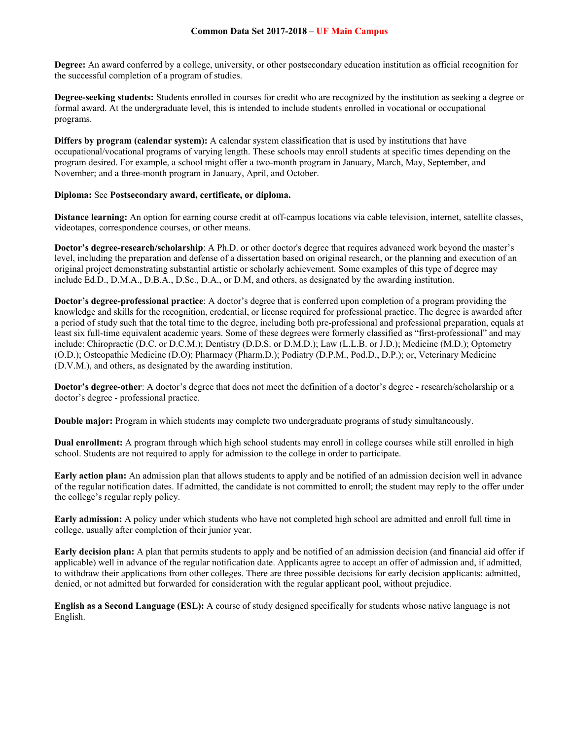**Degree:** An award conferred by a college, university, or other postsecondary education institution as official recognition for the successful completion of a program of studies.

**Degree-seeking students:** Students enrolled in courses for credit who are recognized by the institution as seeking a degree or formal award. At the undergraduate level, this is intended to include students enrolled in vocational or occupational programs.

**Differs by program (calendar system):** A calendar system classification that is used by institutions that have occupational/vocational programs of varying length. These schools may enroll students at specific times depending on the program desired. For example, a school might offer a two-month program in January, March, May, September, and November; and a three-month program in January, April, and October.

**Diploma:** See **Postsecondary award, certificate, or diploma.**

**Distance learning:** An option for earning course credit at off-campus locations via cable television, internet, satellite classes, videotapes, correspondence courses, or other means.

**Doctor's degree-research/scholarship**: A Ph.D. or other doctor's degree that requires advanced work beyond the master's level, including the preparation and defense of a dissertation based on original research, or the planning and execution of an original project demonstrating substantial artistic or scholarly achievement. Some examples of this type of degree may include Ed.D., D.M.A., D.B.A., D.Sc., D.A., or D.M, and others, as designated by the awarding institution.

**Doctor's degree-professional practice**: A doctor's degree that is conferred upon completion of a program providing the knowledge and skills for the recognition, credential, or license required for professional practice. The degree is awarded after a period of study such that the total time to the degree, including both pre-professional and professional preparation, equals at least six full-time equivalent academic years. Some of these degrees were formerly classified as "first-professional" and may include: Chiropractic (D.C. or D.C.M.); Dentistry (D.D.S. or D.M.D.); Law (L.L.B. or J.D.); Medicine (M.D.); Optometry (O.D.); Osteopathic Medicine (D.O); Pharmacy (Pharm.D.); Podiatry (D.P.M., Pod.D., D.P.); or, Veterinary Medicine (D.V.M.), and others, as designated by the awarding institution.

**Doctor's degree-other**: A doctor's degree that does not meet the definition of a doctor's degree - research/scholarship or a doctor's degree - professional practice.

**Double major:** Program in which students may complete two undergraduate programs of study simultaneously.

**Dual enrollment:** A program through which high school students may enroll in college courses while still enrolled in high school. Students are not required to apply for admission to the college in order to participate.

**Early action plan:** An admission plan that allows students to apply and be notified of an admission decision well in advance of the regular notification dates. If admitted, the candidate is not committed to enroll; the student may reply to the offer under the college's regular reply policy.

**Early admission:** A policy under which students who have not completed high school are admitted and enroll full time in college, usually after completion of their junior year.

**Early decision plan:** A plan that permits students to apply and be notified of an admission decision (and financial aid offer if applicable) well in advance of the regular notification date. Applicants agree to accept an offer of admission and, if admitted, to withdraw their applications from other colleges. There are three possible decisions for early decision applicants: admitted, denied, or not admitted but forwarded for consideration with the regular applicant pool, without prejudice.

**English as a Second Language (ESL):** A course of study designed specifically for students whose native language is not English.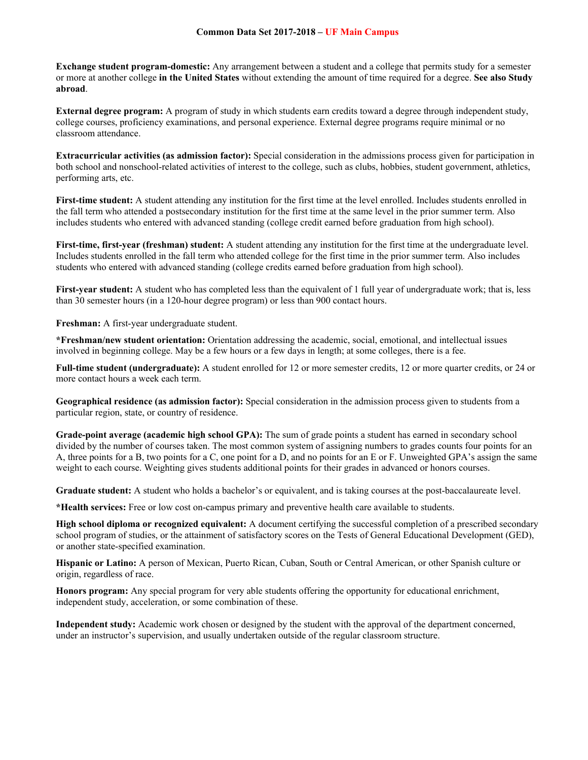**Exchange student program-domestic:** Any arrangement between a student and a college that permits study for a semester or more at another college **in the United States** without extending the amount of time required for a degree. **See also Study abroad**.

**External degree program:** A program of study in which students earn credits toward a degree through independent study, college courses, proficiency examinations, and personal experience. External degree programs require minimal or no classroom attendance.

**Extracurricular activities (as admission factor):** Special consideration in the admissions process given for participation in both school and nonschool-related activities of interest to the college, such as clubs, hobbies, student government, athletics, performing arts, etc.

**First-time student:** A student attending any institution for the first time at the level enrolled. Includes students enrolled in the fall term who attended a postsecondary institution for the first time at the same level in the prior summer term. Also includes students who entered with advanced standing (college credit earned before graduation from high school).

**First-time, first-year (freshman) student:** A student attending any institution for the first time at the undergraduate level. Includes students enrolled in the fall term who attended college for the first time in the prior summer term. Also includes students who entered with advanced standing (college credits earned before graduation from high school).

**First-year student:** A student who has completed less than the equivalent of 1 full year of undergraduate work; that is, less than 30 semester hours (in a 120-hour degree program) or less than 900 contact hours.

**Freshman:** A first-year undergraduate student.

**\*Freshman/new student orientation:** Orientation addressing the academic, social, emotional, and intellectual issues involved in beginning college. May be a few hours or a few days in length; at some colleges, there is a fee.

**Full-time student (undergraduate):** A student enrolled for 12 or more semester credits, 12 or more quarter credits, or 24 or more contact hours a week each term.

**Geographical residence (as admission factor):** Special consideration in the admission process given to students from a particular region, state, or country of residence.

**Grade-point average (academic high school GPA):** The sum of grade points a student has earned in secondary school divided by the number of courses taken. The most common system of assigning numbers to grades counts four points for an A, three points for a B, two points for a C, one point for a D, and no points for an E or F. Unweighted GPA's assign the same weight to each course. Weighting gives students additional points for their grades in advanced or honors courses.

**Graduate student:** A student who holds a bachelor's or equivalent, and is taking courses at the post-baccalaureate level.

**\*Health services:** Free or low cost on-campus primary and preventive health care available to students.

**High school diploma or recognized equivalent:** A document certifying the successful completion of a prescribed secondary school program of studies, or the attainment of satisfactory scores on the Tests of General Educational Development (GED), or another state-specified examination.

**Hispanic or Latino:** A person of Mexican, Puerto Rican, Cuban, South or Central American, or other Spanish culture or origin, regardless of race.

**Honors program:** Any special program for very able students offering the opportunity for educational enrichment, independent study, acceleration, or some combination of these.

**Independent study:** Academic work chosen or designed by the student with the approval of the department concerned, under an instructor's supervision, and usually undertaken outside of the regular classroom structure.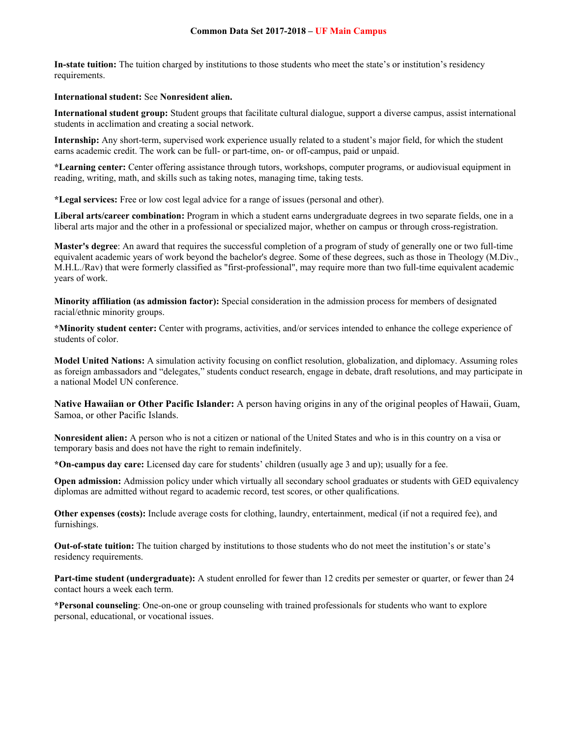**In-state tuition:** The tuition charged by institutions to those students who meet the state's or institution's residency requirements.

**International student:** See **Nonresident alien.**

**International student group:** Student groups that facilitate cultural dialogue, support a diverse campus, assist international students in acclimation and creating a social network.

**Internship:** Any short-term, supervised work experience usually related to a student's major field, for which the student earns academic credit. The work can be full- or part-time, on- or off-campus, paid or unpaid.

**\*Learning center:** Center offering assistance through tutors, workshops, computer programs, or audiovisual equipment in reading, writing, math, and skills such as taking notes, managing time, taking tests.

**\*Legal services:** Free or low cost legal advice for a range of issues (personal and other).

**Liberal arts/career combination:** Program in which a student earns undergraduate degrees in two separate fields, one in a liberal arts major and the other in a professional or specialized major, whether on campus or through cross-registration.

**Master's degree**: An award that requires the successful completion of a program of study of generally one or two full-time equivalent academic years of work beyond the bachelor's degree. Some of these degrees, such as those in Theology (M.Div., M.H.L./Rav) that were formerly classified as "first-professional", may require more than two full-time equivalent academic years of work.

**Minority affiliation (as admission factor):** Special consideration in the admission process for members of designated racial/ethnic minority groups.

**\*Minority student center:** Center with programs, activities, and/or services intended to enhance the college experience of students of color.

**Model United Nations:** A simulation activity focusing on conflict resolution, globalization, and diplomacy. Assuming roles as foreign ambassadors and "delegates," students conduct research, engage in debate, draft resolutions, and may participate in a national Model UN conference.

**Native Hawaiian or Other Pacific Islander:** A person having origins in any of the original peoples of Hawaii, Guam, Samoa, or other Pacific Islands.

**Nonresident alien:** A person who is not a citizen or national of the United States and who is in this country on a visa or temporary basis and does not have the right to remain indefinitely.

**\*On-campus day care:** Licensed day care for students' children (usually age 3 and up); usually for a fee.

**Open admission:** Admission policy under which virtually all secondary school graduates or students with GED equivalency diplomas are admitted without regard to academic record, test scores, or other qualifications.

**Other expenses (costs):** Include average costs for clothing, laundry, entertainment, medical (if not a required fee), and furnishings.

**Out-of-state tuition:** The tuition charged by institutions to those students who do not meet the institution's or state's residency requirements.

**Part-time student (undergraduate):** A student enrolled for fewer than 12 credits per semester or quarter, or fewer than 24 contact hours a week each term.

**\*Personal counseling**: One-on-one or group counseling with trained professionals for students who want to explore personal, educational, or vocational issues.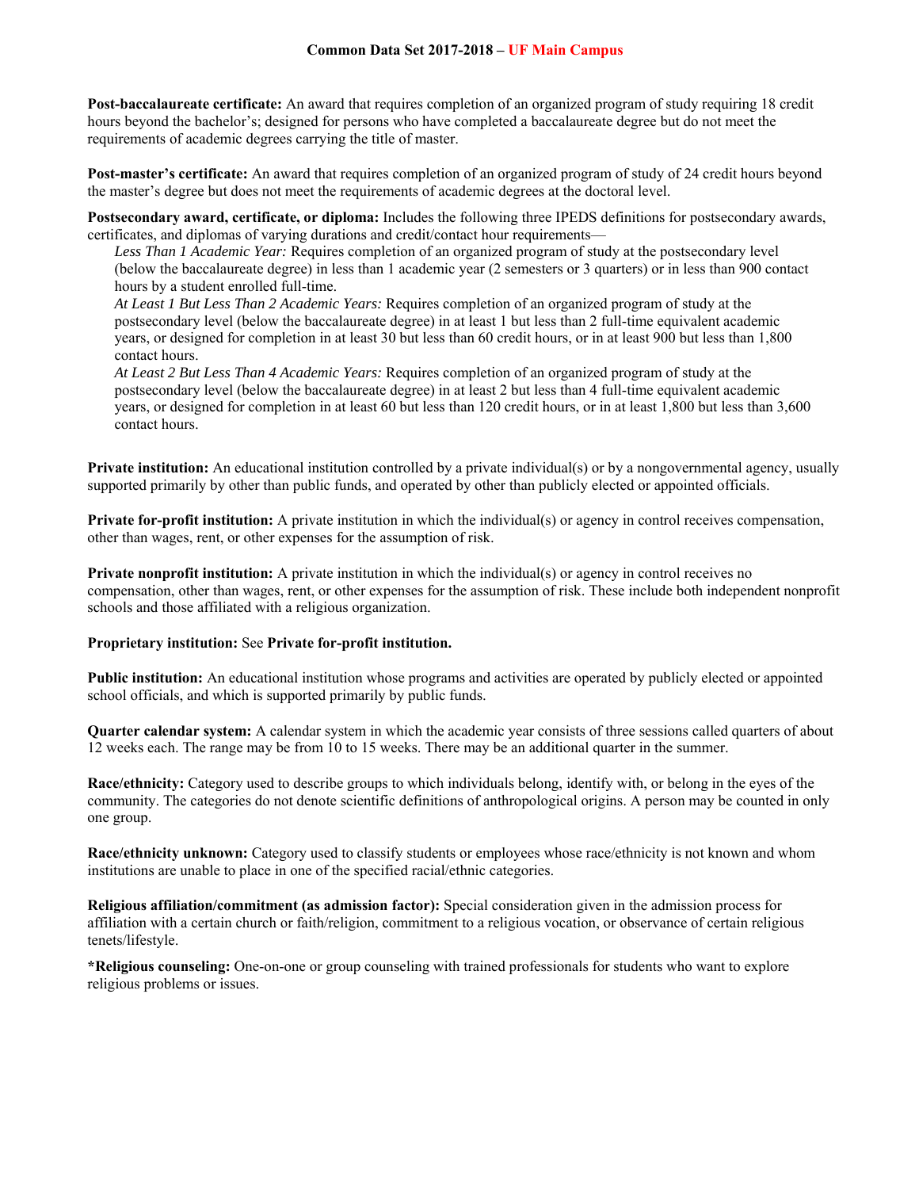**Post-baccalaureate certificate:** An award that requires completion of an organized program of study requiring 18 credit hours beyond the bachelor's; designed for persons who have completed a baccalaureate degree but do not meet the requirements of academic degrees carrying the title of master.

**Post-master's certificate:** An award that requires completion of an organized program of study of 24 credit hours beyond the master's degree but does not meet the requirements of academic degrees at the doctoral level.

**Postsecondary award, certificate, or diploma:** Includes the following three IPEDS definitions for postsecondary awards, certificates, and diplomas of varying durations and credit/contact hour requirements—

*Less Than 1 Academic Year:* Requires completion of an organized program of study at the postsecondary level (below the baccalaureate degree) in less than 1 academic year (2 semesters or 3 quarters) or in less than 900 contact hours by a student enrolled full-time.

*At Least 1 But Less Than 2 Academic Years:* Requires completion of an organized program of study at the postsecondary level (below the baccalaureate degree) in at least 1 but less than 2 full-time equivalent academic years, or designed for completion in at least 30 but less than 60 credit hours, or in at least 900 but less than 1,800 contact hours.

*At Least 2 But Less Than 4 Academic Years:* Requires completion of an organized program of study at the postsecondary level (below the baccalaureate degree) in at least 2 but less than 4 full-time equivalent academic years, or designed for completion in at least 60 but less than 120 credit hours, or in at least 1,800 but less than 3,600 contact hours.

**Private institution:** An educational institution controlled by a private individual(s) or by a nongovernmental agency, usually supported primarily by other than public funds, and operated by other than publicly elected or appointed officials.

**Private for-profit institution:** A private institution in which the individual(s) or agency in control receives compensation, other than wages, rent, or other expenses for the assumption of risk.

**Private nonprofit institution:** A private institution in which the individual(s) or agency in control receives no compensation, other than wages, rent, or other expenses for the assumption of risk. These include both independent nonprofit schools and those affiliated with a religious organization.

**Proprietary institution:** See **Private for-profit institution.**

**Public institution:** An educational institution whose programs and activities are operated by publicly elected or appointed school officials, and which is supported primarily by public funds.

**Quarter calendar system:** A calendar system in which the academic year consists of three sessions called quarters of about 12 weeks each. The range may be from 10 to 15 weeks. There may be an additional quarter in the summer.

**Race/ethnicity:** Category used to describe groups to which individuals belong, identify with, or belong in the eyes of the community. The categories do not denote scientific definitions of anthropological origins. A person may be counted in only one group.

**Race/ethnicity unknown:** Category used to classify students or employees whose race/ethnicity is not known and whom institutions are unable to place in one of the specified racial/ethnic categories.

**Religious affiliation/commitment (as admission factor):** Special consideration given in the admission process for affiliation with a certain church or faith/religion, commitment to a religious vocation, or observance of certain religious tenets/lifestyle.

**\*Religious counseling:** One-on-one or group counseling with trained professionals for students who want to explore religious problems or issues.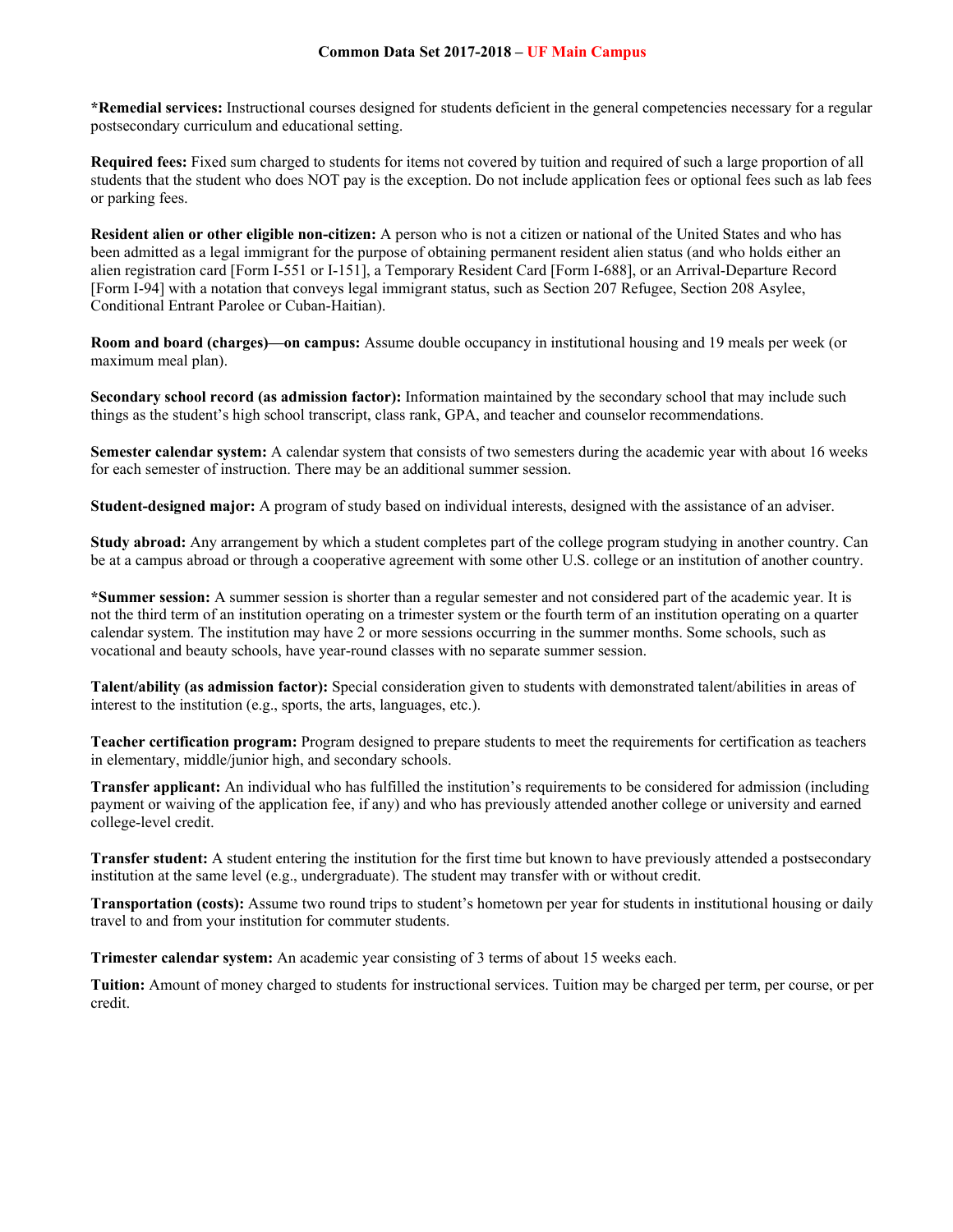**\*Remedial services:** Instructional courses designed for students deficient in the general competencies necessary for a regular postsecondary curriculum and educational setting.

**Required fees:** Fixed sum charged to students for items not covered by tuition and required of such a large proportion of all students that the student who does NOT pay is the exception. Do not include application fees or optional fees such as lab fees or parking fees.

**Resident alien or other eligible non-citizen:** A person who is not a citizen or national of the United States and who has been admitted as a legal immigrant for the purpose of obtaining permanent resident alien status (and who holds either an alien registration card [Form I-551 or I-151], a Temporary Resident Card [Form I-688], or an Arrival-Departure Record [Form I-94] with a notation that conveys legal immigrant status, such as Section 207 Refugee, Section 208 Asylee, Conditional Entrant Parolee or Cuban-Haitian).

**Room and board (charges)—on campus:** Assume double occupancy in institutional housing and 19 meals per week (or maximum meal plan).

**Secondary school record (as admission factor):** Information maintained by the secondary school that may include such things as the student's high school transcript, class rank, GPA, and teacher and counselor recommendations.

**Semester calendar system:** A calendar system that consists of two semesters during the academic year with about 16 weeks for each semester of instruction. There may be an additional summer session.

**Student-designed major:** A program of study based on individual interests, designed with the assistance of an adviser.

**Study abroad:** Any arrangement by which a student completes part of the college program studying in another country. Can be at a campus abroad or through a cooperative agreement with some other U.S. college or an institution of another country.

**\*Summer session:** A summer session is shorter than a regular semester and not considered part of the academic year. It is not the third term of an institution operating on a trimester system or the fourth term of an institution operating on a quarter calendar system. The institution may have 2 or more sessions occurring in the summer months. Some schools, such as vocational and beauty schools, have year-round classes with no separate summer session.

**Talent/ability (as admission factor):** Special consideration given to students with demonstrated talent/abilities in areas of interest to the institution (e.g., sports, the arts, languages, etc.).

**Teacher certification program:** Program designed to prepare students to meet the requirements for certification as teachers in elementary, middle/junior high, and secondary schools.

**Transfer applicant:** An individual who has fulfilled the institution's requirements to be considered for admission (including payment or waiving of the application fee, if any) and who has previously attended another college or university and earned college-level credit.

**Transfer student:** A student entering the institution for the first time but known to have previously attended a postsecondary institution at the same level (e.g., undergraduate). The student may transfer with or without credit.

**Transportation (costs):** Assume two round trips to student's hometown per year for students in institutional housing or daily travel to and from your institution for commuter students.

**Trimester calendar system:** An academic year consisting of 3 terms of about 15 weeks each.

**Tuition:** Amount of money charged to students for instructional services. Tuition may be charged per term, per course, or per credit.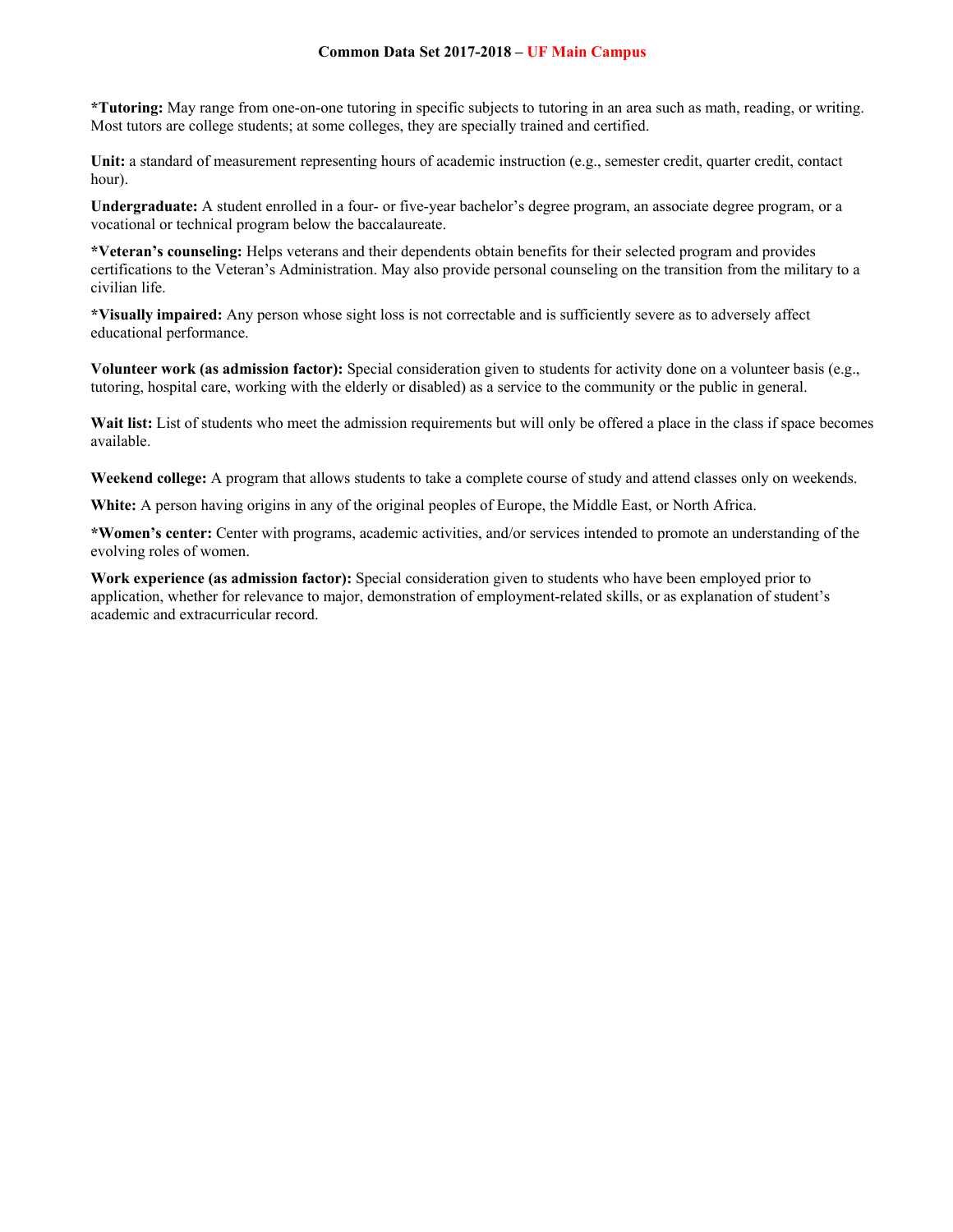**\*Tutoring:** May range from one-on-one tutoring in specific subjects to tutoring in an area such as math, reading, or writing. Most tutors are college students; at some colleges, they are specially trained and certified.

**Unit:** a standard of measurement representing hours of academic instruction (e.g., semester credit, quarter credit, contact hour).

**Undergraduate:** A student enrolled in a four- or five-year bachelor's degree program, an associate degree program, or a vocational or technical program below the baccalaureate.

**\*Veteran's counseling:** Helps veterans and their dependents obtain benefits for their selected program and provides certifications to the Veteran's Administration. May also provide personal counseling on the transition from the military to a civilian life.

**\*Visually impaired:** Any person whose sight loss is not correctable and is sufficiently severe as to adversely affect educational performance.

**Volunteer work (as admission factor):** Special consideration given to students for activity done on a volunteer basis (e.g., tutoring, hospital care, working with the elderly or disabled) as a service to the community or the public in general.

**Wait list:** List of students who meet the admission requirements but will only be offered a place in the class if space becomes available.

**Weekend college:** A program that allows students to take a complete course of study and attend classes only on weekends.

**White:** A person having origins in any of the original peoples of Europe, the Middle East, or North Africa.

**\*Women's center:** Center with programs, academic activities, and/or services intended to promote an understanding of the evolving roles of women.

**Work experience (as admission factor):** Special consideration given to students who have been employed prior to application, whether for relevance to major, demonstration of employment-related skills, or as explanation of student's academic and extracurricular record.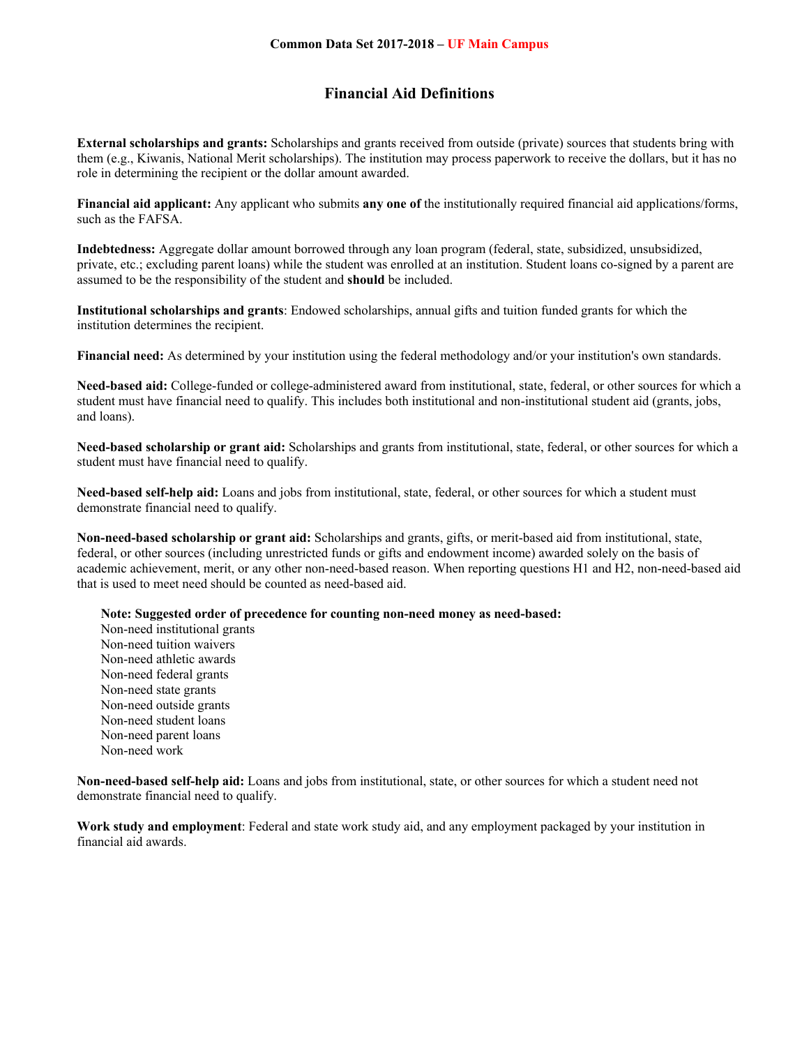## Financial Aid Definitions

**External scholarships and grants:** Scholarships and grants received from outside (private) sources that students bring with them (e.g., Kiwanis, National Merit scholarships). The institution may process paperwork to receive the dollars, but it has no role in determining the recipient or the dollar amount awarded.

**Financial aid applicant:** Any applicant who submits **any one of** the institutionally required financial aid applications/forms, such as the FAFSA.

**Indebtedness:** Aggregate dollar amount borrowed through any loan program (federal, state, subsidized, unsubsidized, private, etc.; excluding parent loans) while the student was enrolled at an institution. Student loans co-signed by a parent are assumed to be the responsibility of the student and **should** be included.

**Institutional scholarships and grants**: Endowed scholarships, annual gifts and tuition funded grants for which the institution determines the recipient.

**Financial need:** As determined by your institution using the federal methodology and/or your institution's own standards.

**Need-based aid:** College-funded or college-administered award from institutional, state, federal, or other sources for which a student must have financial need to qualify. This includes both institutional and non-institutional student aid (grants, jobs, and loans).

**Need-based scholarship or grant aid:** Scholarships and grants from institutional, state, federal, or other sources for which a student must have financial need to qualify.

**Need-based self-help aid:** Loans and jobs from institutional, state, federal, or other sources for which a student must demonstrate financial need to qualify.

**Non-need-based scholarship or grant aid:** Scholarships and grants, gifts, or merit-based aid from institutional, state, federal, or other sources (including unrestricted funds or gifts and endowment income) awarded solely on the basis of academic achievement, merit, or any other non-need-based reason. When reporting questions H1 and H2, non-need-based aid that is used to meet need should be counted as need-based aid.

**Note: Suggested order of precedence for counting non-need money as need-based:**
Non-need institutional grants
Non-need tuition waivers
Non-need athletic awards
Non-need federal grants
Non-need state grants
Non-need outside grants
Non-need student loans
Non-need parent loans
Non-need work

**Non-need-based self-help aid:** Loans and jobs from institutional, state, or other sources for which a student need not demonstrate financial need to qualify.

**Work study and employment**: Federal and state work study aid, and any employment packaged by your institution in financial aid awards.